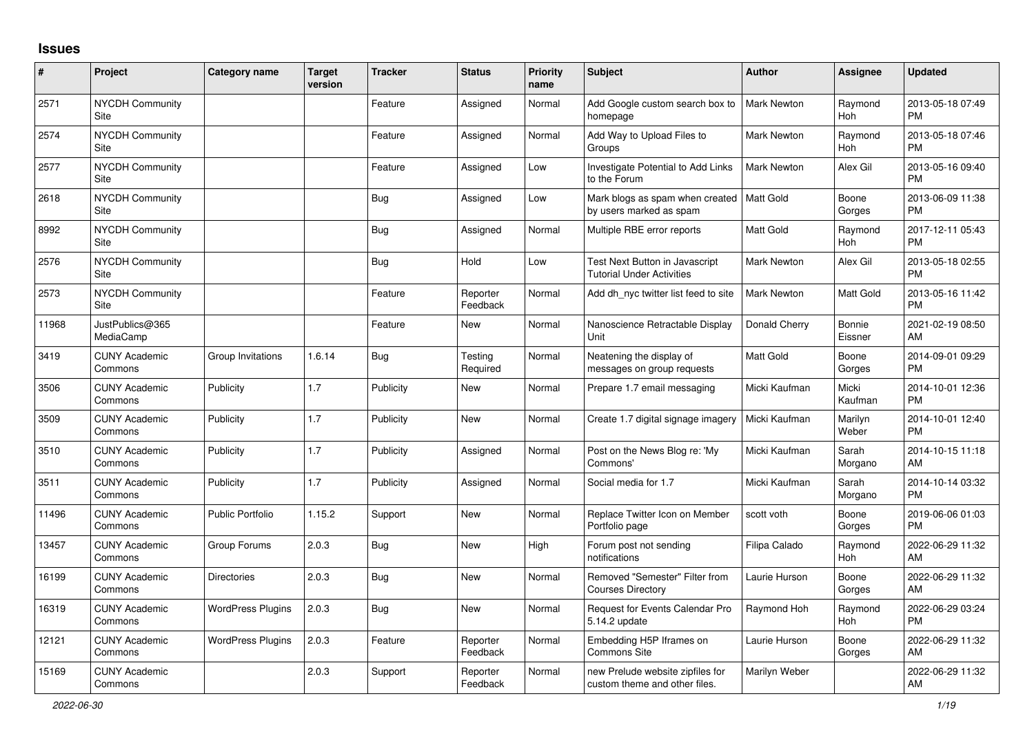## Issues

| # | Project | Category name | Target version | Tracker | Status | Priority name | Subject | Author | Assignee | Updated |
|---|---|---|---|---|---|---|---|---|---|---|
| 2571 | NYCDH Community Site | | | Feature | Assigned | Normal | Add Google custom search box to homepage | Mark Newton | Raymond Hoh | 2013-05-18 07:49 PM |
| 2574 | NYCDH Community Site | | | Feature | Assigned | Normal | Add Way to Upload Files to Groups | Mark Newton | Raymond Hoh | 2013-05-18 07:46 PM |
| 2577 | NYCDH Community Site | | | Feature | Assigned | Low | Investigate Potential to Add Links to the Forum | Mark Newton | Alex Gil | 2013-05-16 09:40 PM |
| 2618 | NYCDH Community Site | | | Bug | Assigned | Low | Mark blogs as spam when created by users marked as spam | Matt Gold | Boone Gorges | 2013-06-09 11:38 PM |
| 8992 | NYCDH Community Site | | | Bug | Assigned | Normal | Multiple RBE error reports | Matt Gold | Raymond Hoh | 2017-12-11 05:43 PM |
| 2576 | NYCDH Community Site | | | Bug | Hold | Low | Test Next Button in Javascript Tutorial Under Activities | Mark Newton | Alex Gil | 2013-05-18 02:55 PM |
| 2573 | NYCDH Community Site | | | Feature | Reporter Feedback | Normal | Add dh_nyc twitter list feed to site | Mark Newton | Matt Gold | 2013-05-16 11:42 PM |
| 11968 | JustPublics@365 MediaCamp | | | Feature | New | Normal | Nanoscience Retractable Display Unit | Donald Cherry | Bonnie Eissner | 2021-02-19 08:50 AM |
| 3419 | CUNY Academic Commons | Group Invitations | 1.6.14 | Bug | Testing Required | Normal | Neatening the display of messages on group requests | Matt Gold | Boone Gorges | 2014-09-01 09:29 PM |
| 3506 | CUNY Academic Commons | Publicity | 1.7 | Publicity | New | Normal | Prepare 1.7 email messaging | Micki Kaufman | Micki Kaufman | 2014-10-01 12:36 PM |
| 3509 | CUNY Academic Commons | Publicity | 1.7 | Publicity | New | Normal | Create 1.7 digital signage imagery | Micki Kaufman | Marilyn Weber | 2014-10-01 12:40 PM |
| 3510 | CUNY Academic Commons | Publicity | 1.7 | Publicity | Assigned | Normal | Post on the News Blog re: 'My Commons' | Micki Kaufman | Sarah Morgano | 2014-10-15 11:18 AM |
| 3511 | CUNY Academic Commons | Publicity | 1.7 | Publicity | Assigned | Normal | Social media for 1.7 | Micki Kaufman | Sarah Morgano | 2014-10-14 03:32 PM |
| 11496 | CUNY Academic Commons | Public Portfolio | 1.15.2 | Support | New | Normal | Replace Twitter Icon on Member Portfolio page | scott voth | Boone Gorges | 2019-06-06 01:03 PM |
| 13457 | CUNY Academic Commons | Group Forums | 2.0.3 | Bug | New | High | Forum post not sending notifications | Filipa Calado | Raymond Hoh | 2022-06-29 11:32 AM |
| 16199 | CUNY Academic Commons | Directories | 2.0.3 | Bug | New | Normal | Removed "Semester" Filter from Courses Directory | Laurie Hurson | Boone Gorges | 2022-06-29 11:32 AM |
| 16319 | CUNY Academic Commons | WordPress Plugins | 2.0.3 | Bug | New | Normal | Request for Events Calendar Pro 5.14.2 update | Raymond Hoh | Raymond Hoh | 2022-06-29 03:24 PM |
| 12121 | CUNY Academic Commons | WordPress Plugins | 2.0.3 | Feature | Reporter Feedback | Normal | Embedding H5P Iframes on Commons Site | Laurie Hurson | Boone Gorges | 2022-06-29 11:32 AM |
| 15169 | CUNY Academic Commons | | 2.0.3 | Support | Reporter Feedback | Normal | new Prelude website zipfiles for custom theme and other files. | Marilyn Weber | | 2022-06-29 11:32 AM |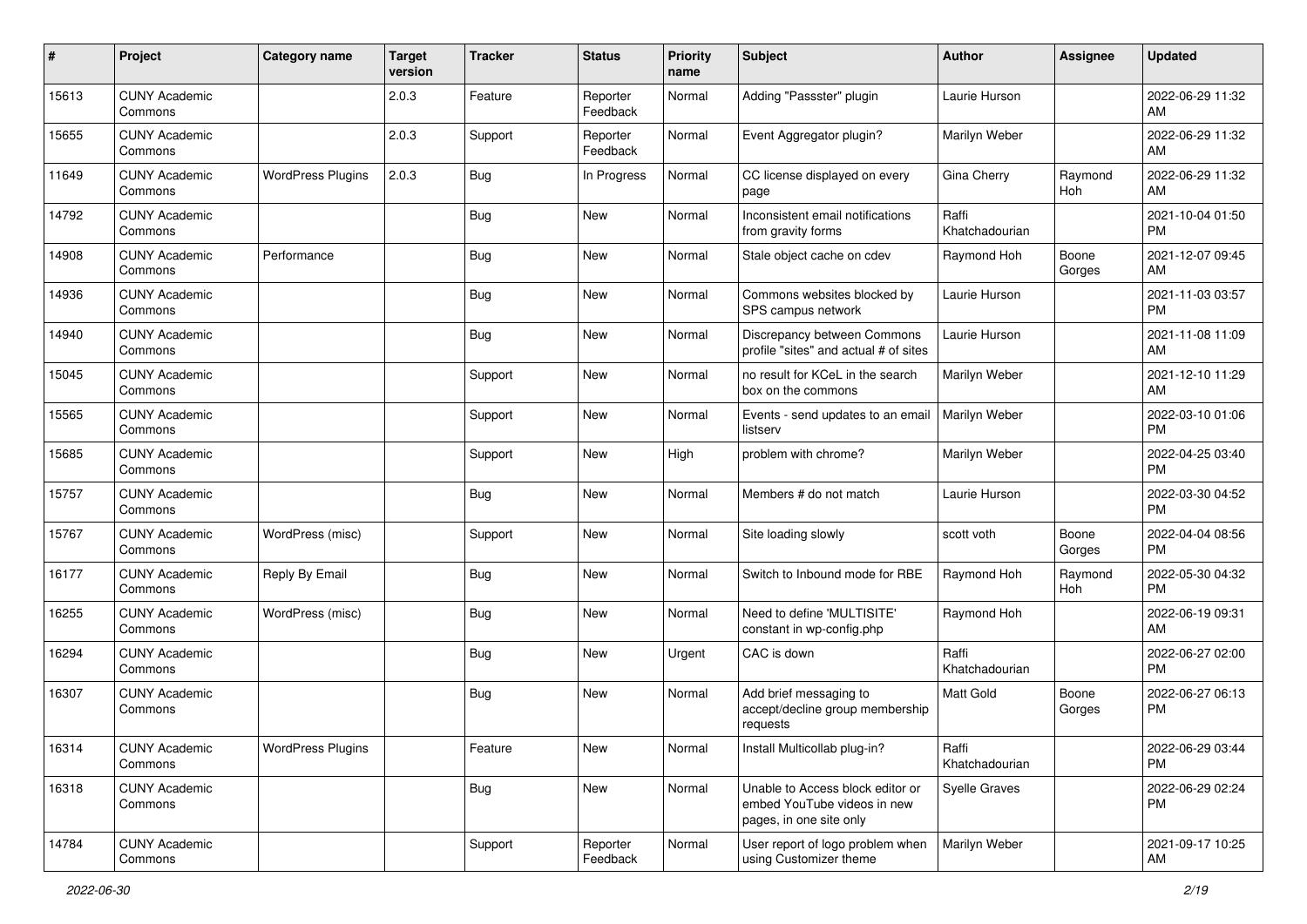| # | Project | Category name | Target version | Tracker | Status | Priority name | Subject | Author | Assignee | Updated |
|---|---|---|---|---|---|---|---|---|---|---|
| 15613 | CUNY Academic Commons | | 2.0.3 | Feature | Reporter Feedback | Normal | Adding "Passster" plugin | Laurie Hurson | | 2022-06-29 11:32 AM |
| 15655 | CUNY Academic Commons | | 2.0.3 | Support | Reporter Feedback | Normal | Event Aggregator plugin? | Marilyn Weber | | 2022-06-29 11:32 AM |
| 11649 | CUNY Academic Commons | WordPress Plugins | 2.0.3 | Bug | In Progress | Normal | CC license displayed on every page | Gina Cherry | Raymond Hoh | 2022-06-29 11:32 AM |
| 14792 | CUNY Academic Commons | | | Bug | New | Normal | Inconsistent email notifications from gravity forms | Raffi Khatchadourian | | 2021-10-04 01:50 PM |
| 14908 | CUNY Academic Commons | Performance | | Bug | New | Normal | Stale object cache on cdev | Raymond Hoh | Boone Gorges | 2021-12-07 09:45 AM |
| 14936 | CUNY Academic Commons | | | Bug | New | Normal | Commons websites blocked by SPS campus network | Laurie Hurson | | 2021-11-03 03:57 PM |
| 14940 | CUNY Academic Commons | | | Bug | New | Normal | Discrepancy between Commons profile "sites" and actual # of sites | Laurie Hurson | | 2021-11-08 11:09 AM |
| 15045 | CUNY Academic Commons | | | Support | New | Normal | no result for KCeL in the search box on the commons | Marilyn Weber | | 2021-12-10 11:29 AM |
| 15565 | CUNY Academic Commons | | | Support | New | Normal | Events - send updates to an email listserv | Marilyn Weber | | 2022-03-10 01:06 PM |
| 15685 | CUNY Academic Commons | | | Support | New | High | problem with chrome? | Marilyn Weber | | 2022-04-25 03:40 PM |
| 15757 | CUNY Academic Commons | | | Bug | New | Normal | Members # do not match | Laurie Hurson | | 2022-03-30 04:52 PM |
| 15767 | CUNY Academic Commons | WordPress (misc) | | Support | New | Normal | Site loading slowly | scott voth | Boone Gorges | 2022-04-04 08:56 PM |
| 16177 | CUNY Academic Commons | Reply By Email | | Bug | New | Normal | Switch to Inbound mode for RBE | Raymond Hoh | Raymond Hoh | 2022-05-30 04:32 PM |
| 16255 | CUNY Academic Commons | WordPress (misc) | | Bug | New | Normal | Need to define 'MULTISITE' constant in wp-config.php | Raymond Hoh | | 2022-06-19 09:31 AM |
| 16294 | CUNY Academic Commons | | | Bug | New | Urgent | CAC is down | Raffi Khatchadourian | | 2022-06-27 02:00 PM |
| 16307 | CUNY Academic Commons | | | Bug | New | Normal | Add brief messaging to accept/decline group membership requests | Matt Gold | Boone Gorges | 2022-06-27 06:13 PM |
| 16314 | CUNY Academic Commons | WordPress Plugins | | Feature | New | Normal | Install Multicollab plug-in? | Raffi Khatchadourian | | 2022-06-29 03:44 PM |
| 16318 | CUNY Academic Commons | | | Bug | New | Normal | Unable to Access block editor or embed YouTube videos in new pages, in one site only | Syelle Graves | | 2022-06-29 02:24 PM |
| 14784 | CUNY Academic Commons | | | Support | Reporter Feedback | Normal | User report of logo problem when using Customizer theme | Marilyn Weber | | 2021-09-17 10:25 AM |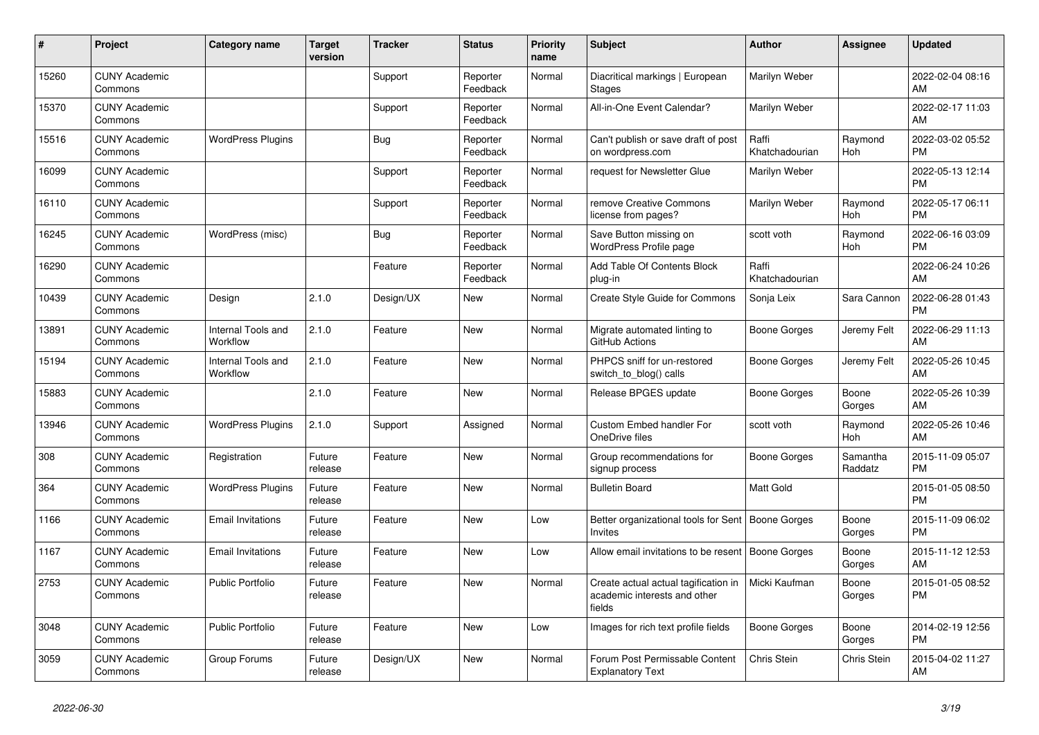| # | Project | Category name | Target version | Tracker | Status | Priority name | Subject | Author | Assignee | Updated |
|---|---|---|---|---|---|---|---|---|---|---|
| 15260 | CUNY Academic Commons | | | Support | Reporter Feedback | Normal | Diacritical markings \| European Stages | Marilyn Weber | | 2022-02-04 08:16 AM |
| 15370 | CUNY Academic Commons | | | Support | Reporter Feedback | Normal | All-in-One Event Calendar? | Marilyn Weber | | 2022-02-17 11:03 AM |
| 15516 | CUNY Academic Commons | WordPress Plugins | | Bug | Reporter Feedback | Normal | Can't publish or save draft of post on wordpress.com | Raffi Khatchadourian | Raymond Hoh | 2022-03-02 05:52 PM |
| 16099 | CUNY Academic Commons | | | Support | Reporter Feedback | Normal | request for Newsletter Glue | Marilyn Weber | | 2022-05-13 12:14 PM |
| 16110 | CUNY Academic Commons | | | Support | Reporter Feedback | Normal | remove Creative Commons license from pages? | Marilyn Weber | Raymond Hoh | 2022-05-17 06:11 PM |
| 16245 | CUNY Academic Commons | WordPress (misc) | | Bug | Reporter Feedback | Normal | Save Button missing on WordPress Profile page | scott voth | Raymond Hoh | 2022-06-16 03:09 PM |
| 16290 | CUNY Academic Commons | | | Feature | Reporter Feedback | Normal | Add Table Of Contents Block plug-in | Raffi Khatchadourian | | 2022-06-24 10:26 AM |
| 10439 | CUNY Academic Commons | Design | 2.1.0 | Design/UX | New | Normal | Create Style Guide for Commons | Sonja Leix | Sara Cannon | 2022-06-28 01:43 PM |
| 13891 | CUNY Academic Commons | Internal Tools and Workflow | 2.1.0 | Feature | New | Normal | Migrate automated linting to GitHub Actions | Boone Gorges | Jeremy Felt | 2022-06-29 11:13 AM |
| 15194 | CUNY Academic Commons | Internal Tools and Workflow | 2.1.0 | Feature | New | Normal | PHPCS sniff for un-restored switch_to_blog() calls | Boone Gorges | Jeremy Felt | 2022-05-26 10:45 AM |
| 15883 | CUNY Academic Commons | | 2.1.0 | Feature | New | Normal | Release BPGES update | Boone Gorges | Boone Gorges | 2022-05-26 10:39 AM |
| 13946 | CUNY Academic Commons | WordPress Plugins | 2.1.0 | Support | Assigned | Normal | Custom Embed handler For OneDrive files | scott voth | Raymond Hoh | 2022-05-26 10:46 AM |
| 308 | CUNY Academic Commons | Registration | Future release | Feature | New | Normal | Group recommendations for signup process | Boone Gorges | Samantha Raddatz | 2015-11-09 05:07 PM |
| 364 | CUNY Academic Commons | WordPress Plugins | Future release | Feature | New | Normal | Bulletin Board | Matt Gold | | 2015-01-05 08:50 PM |
| 1166 | CUNY Academic Commons | Email Invitations | Future release | Feature | New | Low | Better organizational tools for Sent Invites | Boone Gorges | Boone Gorges | 2015-11-09 06:02 PM |
| 1167 | CUNY Academic Commons | Email Invitations | Future release | Feature | New | Low | Allow email invitations to be resent | Boone Gorges | Boone Gorges | 2015-11-12 12:53 AM |
| 2753 | CUNY Academic Commons | Public Portfolio | Future release | Feature | New | Normal | Create actual actual tagification in academic interests and other fields | Micki Kaufman | Boone Gorges | 2015-01-05 08:52 PM |
| 3048 | CUNY Academic Commons | Public Portfolio | Future release | Feature | New | Low | Images for rich text profile fields | Boone Gorges | Boone Gorges | 2014-02-19 12:56 PM |
| 3059 | CUNY Academic Commons | Group Forums | Future release | Design/UX | New | Normal | Forum Post Permissable Content Explanatory Text | Chris Stein | Chris Stein | 2015-04-02 11:27 AM |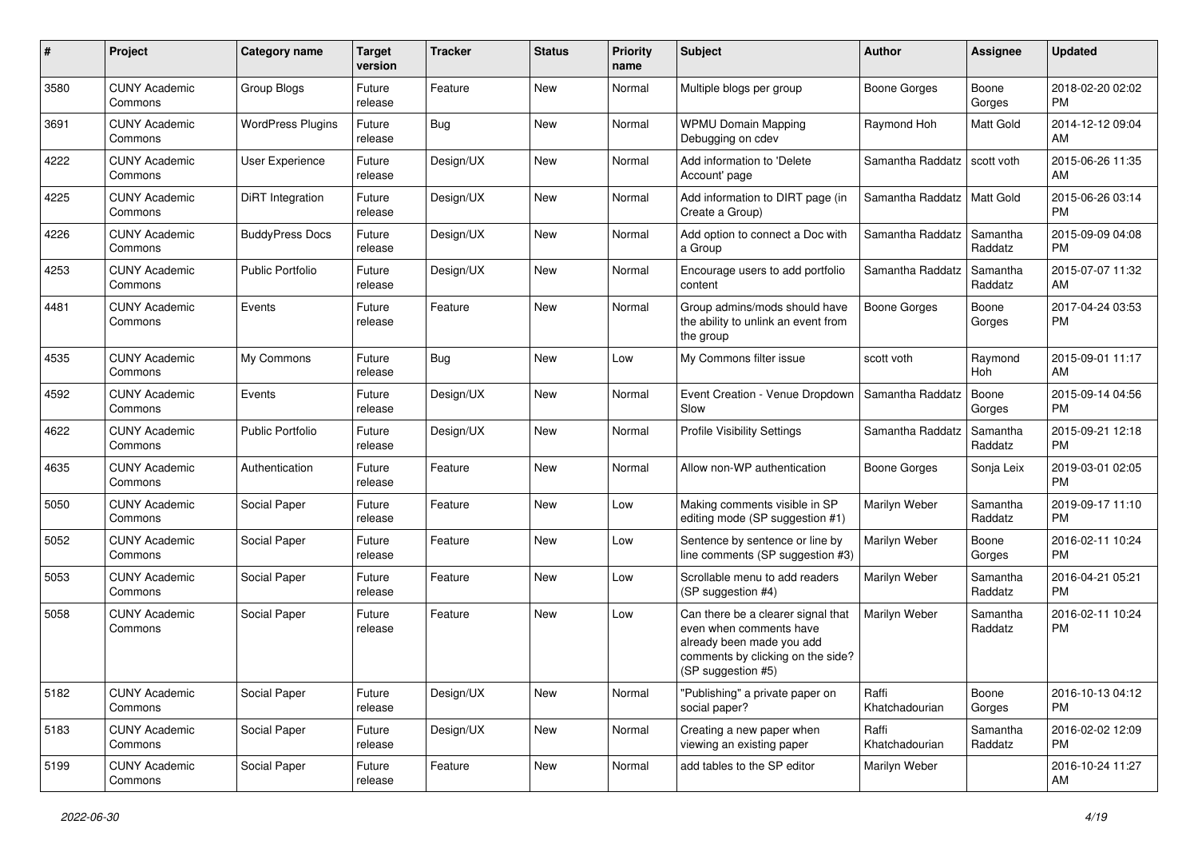| # | Project | Category name | Target version | Tracker | Status | Priority name | Subject | Author | Assignee | Updated |
|---|---|---|---|---|---|---|---|---|---|---|
| 3580 | CUNY Academic Commons | Group Blogs | Future release | Feature | New | Normal | Multiple blogs per group | Boone Gorges | Boone Gorges | 2018-02-20 02:02 PM |
| 3691 | CUNY Academic Commons | WordPress Plugins | Future release | Bug | New | Normal | WPMU Domain Mapping Debugging on cdev | Raymond Hoh | Matt Gold | 2014-12-12 09:04 AM |
| 4222 | CUNY Academic Commons | User Experience | Future release | Design/UX | New | Normal | Add information to 'Delete Account' page | Samantha Raddatz | scott voth | 2015-06-26 11:35 AM |
| 4225 | CUNY Academic Commons | DiRT Integration | Future release | Design/UX | New | Normal | Add information to DIRT page (in Create a Group) | Samantha Raddatz | Matt Gold | 2015-06-26 03:14 PM |
| 4226 | CUNY Academic Commons | BuddyPress Docs | Future release | Design/UX | New | Normal | Add option to connect a Doc with a Group | Samantha Raddatz | Samantha Raddatz | 2015-09-09 04:08 PM |
| 4253 | CUNY Academic Commons | Public Portfolio | Future release | Design/UX | New | Normal | Encourage users to add portfolio content | Samantha Raddatz | Samantha Raddatz | 2015-07-07 11:32 AM |
| 4481 | CUNY Academic Commons | Events | Future release | Feature | New | Normal | Group admins/mods should have the ability to unlink an event from the group | Boone Gorges | Boone Gorges | 2017-04-24 03:53 PM |
| 4535 | CUNY Academic Commons | My Commons | Future release | Bug | New | Low | My Commons filter issue | scott voth | Raymond Hoh | 2015-09-01 11:17 AM |
| 4592 | CUNY Academic Commons | Events | Future release | Design/UX | New | Normal | Event Creation - Venue Dropdown Slow | Samantha Raddatz | Boone Gorges | 2015-09-14 04:56 PM |
| 4622 | CUNY Academic Commons | Public Portfolio | Future release | Design/UX | New | Normal | Profile Visibility Settings | Samantha Raddatz | Samantha Raddatz | 2015-09-21 12:18 PM |
| 4635 | CUNY Academic Commons | Authentication | Future release | Feature | New | Normal | Allow non-WP authentication | Boone Gorges | Sonja Leix | 2019-03-01 02:05 PM |
| 5050 | CUNY Academic Commons | Social Paper | Future release | Feature | New | Low | Making comments visible in SP editing mode (SP suggestion #1) | Marilyn Weber | Samantha Raddatz | 2019-09-17 11:10 PM |
| 5052 | CUNY Academic Commons | Social Paper | Future release | Feature | New | Low | Sentence by sentence or line by line comments (SP suggestion #3) | Marilyn Weber | Boone Gorges | 2016-02-11 10:24 PM |
| 5053 | CUNY Academic Commons | Social Paper | Future release | Feature | New | Low | Scrollable menu to add readers (SP suggestion #4) | Marilyn Weber | Samantha Raddatz | 2016-04-21 05:21 PM |
| 5058 | CUNY Academic Commons | Social Paper | Future release | Feature | New | Low | Can there be a clearer signal that even when comments have already been made you add comments by clicking on the side? (SP suggestion #5) | Marilyn Weber | Samantha Raddatz | 2016-02-11 10:24 PM |
| 5182 | CUNY Academic Commons | Social Paper | Future release | Design/UX | New | Normal | "Publishing" a private paper on social paper? | Raffi Khatchadourian | Boone Gorges | 2016-10-13 04:12 PM |
| 5183 | CUNY Academic Commons | Social Paper | Future release | Design/UX | New | Normal | Creating a new paper when viewing an existing paper | Raffi Khatchadourian | Samantha Raddatz | 2016-02-02 12:09 PM |
| 5199 | CUNY Academic Commons | Social Paper | Future release | Feature | New | Normal | add tables to the SP editor | Marilyn Weber | | 2016-10-24 11:27 AM |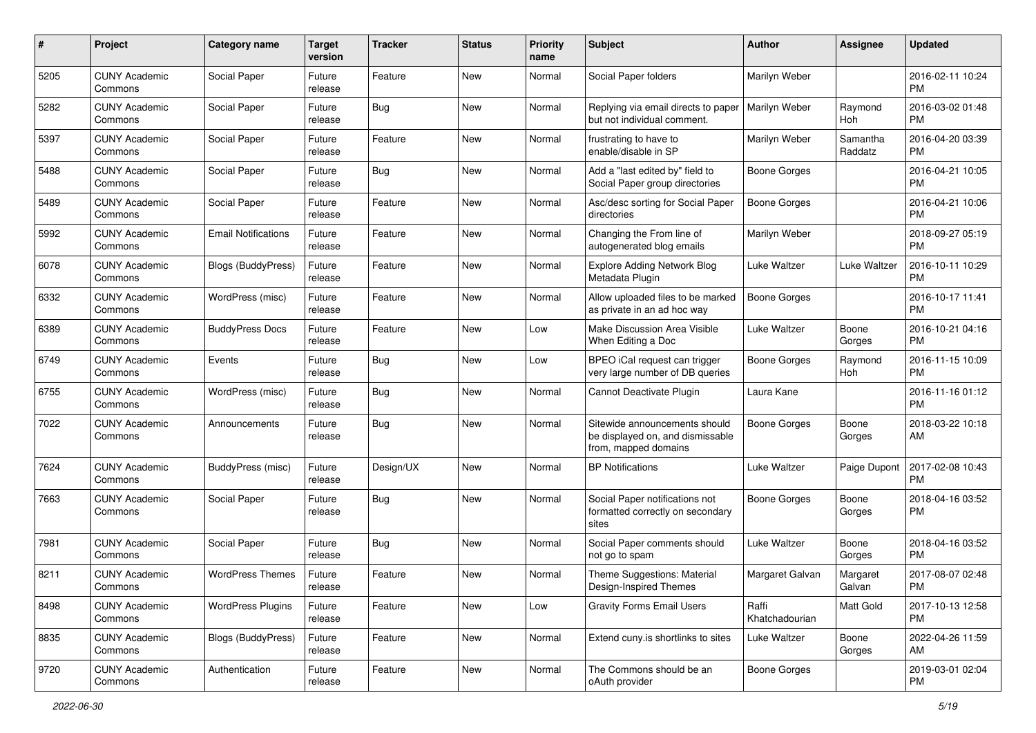| # | Project | Category name | Target version | Tracker | Status | Priority name | Subject | Author | Assignee | Updated |
|---|---|---|---|---|---|---|---|---|---|---|
| 5205 | CUNY Academic Commons | Social Paper | Future release | Feature | New | Normal | Social Paper folders | Marilyn Weber | | 2016-02-11 10:24 PM |
| 5282 | CUNY Academic Commons | Social Paper | Future release | Bug | New | Normal | Replying via email directs to paper but not individual comment. | Marilyn Weber | Raymond Hoh | 2016-03-02 01:48 PM |
| 5397 | CUNY Academic Commons | Social Paper | Future release | Feature | New | Normal | frustrating to have to enable/disable in SP | Marilyn Weber | Samantha Raddatz | 2016-04-20 03:39 PM |
| 5488 | CUNY Academic Commons | Social Paper | Future release | Bug | New | Normal | Add a "last edited by" field to Social Paper group directories | Boone Gorges | | 2016-04-21 10:05 PM |
| 5489 | CUNY Academic Commons | Social Paper | Future release | Feature | New | Normal | Asc/desc sorting for Social Paper directories | Boone Gorges | | 2016-04-21 10:06 PM |
| 5992 | CUNY Academic Commons | Email Notifications | Future release | Feature | New | Normal | Changing the From line of autogenerated blog emails | Marilyn Weber | | 2018-09-27 05:19 PM |
| 6078 | CUNY Academic Commons | Blogs (BuddyPress) | Future release | Feature | New | Normal | Explore Adding Network Blog Metadata Plugin | Luke Waltzer | Luke Waltzer | 2016-10-11 10:29 PM |
| 6332 | CUNY Academic Commons | WordPress (misc) | Future release | Feature | New | Normal | Allow uploaded files to be marked as private in an ad hoc way | Boone Gorges | | 2016-10-17 11:41 PM |
| 6389 | CUNY Academic Commons | BuddyPress Docs | Future release | Feature | New | Low | Make Discussion Area Visible When Editing a Doc | Luke Waltzer | Boone Gorges | 2016-10-21 04:16 PM |
| 6749 | CUNY Academic Commons | Events | Future release | Bug | New | Low | BPEO iCal request can trigger very large number of DB queries | Boone Gorges | Raymond Hoh | 2016-11-15 10:09 PM |
| 6755 | CUNY Academic Commons | WordPress (misc) | Future release | Bug | New | Normal | Cannot Deactivate Plugin | Laura Kane | | 2016-11-16 01:12 PM |
| 7022 | CUNY Academic Commons | Announcements | Future release | Bug | New | Normal | Sitewide announcements should be displayed on, and dismissable from, mapped domains | Boone Gorges | Boone Gorges | 2018-03-22 10:18 AM |
| 7624 | CUNY Academic Commons | BuddyPress (misc) | Future release | Design/UX | New | Normal | BP Notifications | Luke Waltzer | Paige Dupont | 2017-02-08 10:43 PM |
| 7663 | CUNY Academic Commons | Social Paper | Future release | Bug | New | Normal | Social Paper notifications not formatted correctly on secondary sites | Boone Gorges | Boone Gorges | 2018-04-16 03:52 PM |
| 7981 | CUNY Academic Commons | Social Paper | Future release | Bug | New | Normal | Social Paper comments should not go to spam | Luke Waltzer | Boone Gorges | 2018-04-16 03:52 PM |
| 8211 | CUNY Academic Commons | WordPress Themes | Future release | Feature | New | Normal | Theme Suggestions: Material Design-Inspired Themes | Margaret Galvan | Margaret Galvan | 2017-08-07 02:48 PM |
| 8498 | CUNY Academic Commons | WordPress Plugins | Future release | Feature | New | Low | Gravity Forms Email Users | Raffi Khatchadourian | Matt Gold | 2017-10-13 12:58 PM |
| 8835 | CUNY Academic Commons | Blogs (BuddyPress) | Future release | Feature | New | Normal | Extend cuny.is shortlinks to sites | Luke Waltzer | Boone Gorges | 2022-04-26 11:59 AM |
| 9720 | CUNY Academic Commons | Authentication | Future release | Feature | New | Normal | The Commons should be an oAuth provider | Boone Gorges | | 2019-03-01 02:04 PM |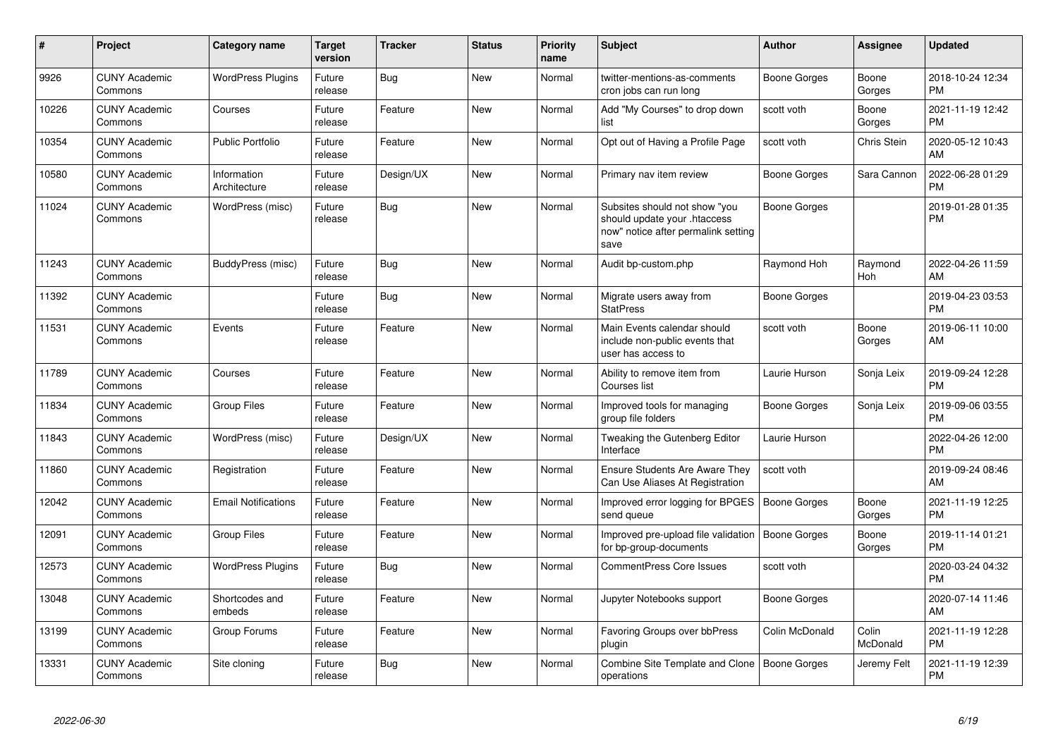| # | Project | Category name | Target version | Tracker | Status | Priority name | Subject | Author | Assignee | Updated |
|---|---|---|---|---|---|---|---|---|---|---|
| 9926 | CUNY Academic Commons | WordPress Plugins | Future release | Bug | New | Normal | twitter-mentions-as-comments cron jobs can run long | Boone Gorges | Boone Gorges | 2018-10-24 12:34 PM |
| 10226 | CUNY Academic Commons | Courses | Future release | Feature | New | Normal | Add "My Courses" to drop down list | scott voth | Boone Gorges | 2021-11-19 12:42 PM |
| 10354 | CUNY Academic Commons | Public Portfolio | Future release | Feature | New | Normal | Opt out of Having a Profile Page | scott voth | Chris Stein | 2020-05-12 10:43 AM |
| 10580 | CUNY Academic Commons | Information Architecture | Future release | Design/UX | New | Normal | Primary nav item review | Boone Gorges | Sara Cannon | 2022-06-28 01:29 PM |
| 11024 | CUNY Academic Commons | WordPress (misc) | Future release | Bug | New | Normal | Subsites should not show "you should update your .htaccess now" notice after permalink setting save | Boone Gorges | | 2019-01-28 01:35 PM |
| 11243 | CUNY Academic Commons | BuddyPress (misc) | Future release | Bug | New | Normal | Audit bp-custom.php | Raymond Hoh | Raymond Hoh | 2022-04-26 11:59 AM |
| 11392 | CUNY Academic Commons | | Future release | Bug | New | Normal | Migrate users away from StatPress | Boone Gorges | | 2019-04-23 03:53 PM |
| 11531 | CUNY Academic Commons | Events | Future release | Feature | New | Normal | Main Events calendar should include non-public events that user has access to | scott voth | Boone Gorges | 2019-06-11 10:00 AM |
| 11789 | CUNY Academic Commons | Courses | Future release | Feature | New | Normal | Ability to remove item from Courses list | Laurie Hurson | Sonja Leix | 2019-09-24 12:28 PM |
| 11834 | CUNY Academic Commons | Group Files | Future release | Feature | New | Normal | Improved tools for managing group file folders | Boone Gorges | Sonja Leix | 2019-09-06 03:55 PM |
| 11843 | CUNY Academic Commons | WordPress (misc) | Future release | Design/UX | New | Normal | Tweaking the Gutenberg Editor Interface | Laurie Hurson | | 2022-04-26 12:00 PM |
| 11860 | CUNY Academic Commons | Registration | Future release | Feature | New | Normal | Ensure Students Are Aware They Can Use Aliases At Registration | scott voth | | 2019-09-24 08:46 AM |
| 12042 | CUNY Academic Commons | Email Notifications | Future release | Feature | New | Normal | Improved error logging for BPGES send queue | Boone Gorges | Boone Gorges | 2021-11-19 12:25 PM |
| 12091 | CUNY Academic Commons | Group Files | Future release | Feature | New | Normal | Improved pre-upload file validation for bp-group-documents | Boone Gorges | Boone Gorges | 2019-11-14 01:21 PM |
| 12573 | CUNY Academic Commons | WordPress Plugins | Future release | Bug | New | Normal | CommentPress Core Issues | scott voth | | 2020-03-24 04:32 PM |
| 13048 | CUNY Academic Commons | Shortcodes and embeds | Future release | Feature | New | Normal | Jupyter Notebooks support | Boone Gorges | | 2020-07-14 11:46 AM |
| 13199 | CUNY Academic Commons | Group Forums | Future release | Feature | New | Normal | Favoring Groups over bbPress plugin | Colin McDonald | Colin McDonald | 2021-11-19 12:28 PM |
| 13331 | CUNY Academic Commons | Site cloning | Future release | Bug | New | Normal | Combine Site Template and Clone operations | Boone Gorges | Jeremy Felt | 2021-11-19 12:39 PM |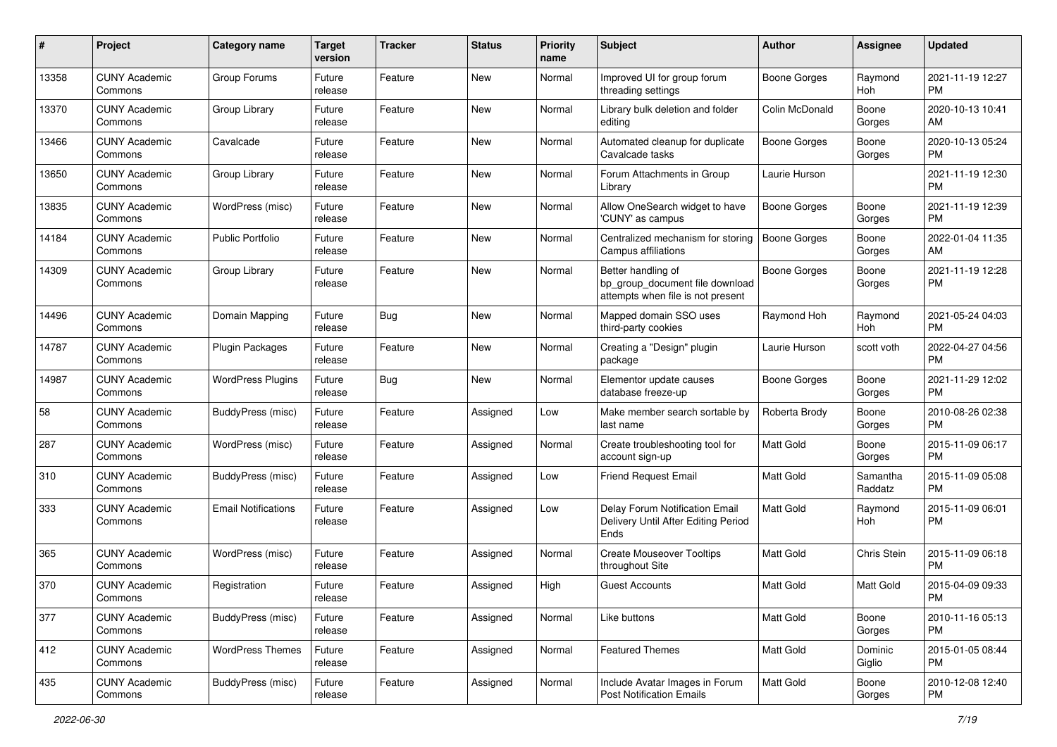| # | Project | Category name | Target version | Tracker | Status | Priority name | Subject | Author | Assignee | Updated |
|---|---|---|---|---|---|---|---|---|---|---|
| 13358 | CUNY Academic Commons | Group Forums | Future release | Feature | New | Normal | Improved UI for group forum threading settings | Boone Gorges | Raymond Hoh | 2021-11-19 12:27 PM |
| 13370 | CUNY Academic Commons | Group Library | Future release | Feature | New | Normal | Library bulk deletion and folder editing | Colin McDonald | Boone Gorges | 2020-10-13 10:41 AM |
| 13466 | CUNY Academic Commons | Cavalcade | Future release | Feature | New | Normal | Automated cleanup for duplicate Cavalcade tasks | Boone Gorges | Boone Gorges | 2020-10-13 05:24 PM |
| 13650 | CUNY Academic Commons | Group Library | Future release | Feature | New | Normal | Forum Attachments in Group Library | Laurie Hurson | | 2021-11-19 12:30 PM |
| 13835 | CUNY Academic Commons | WordPress (misc) | Future release | Feature | New | Normal | Allow OneSearch widget to have 'CUNY' as campus | Boone Gorges | Boone Gorges | 2021-11-19 12:39 PM |
| 14184 | CUNY Academic Commons | Public Portfolio | Future release | Feature | New | Normal | Centralized mechanism for storing Campus affiliations | Boone Gorges | Boone Gorges | 2022-01-04 11:35 AM |
| 14309 | CUNY Academic Commons | Group Library | Future release | Feature | New | Normal | Better handling of bp_group_document file download attempts when file is not present | Boone Gorges | Boone Gorges | 2021-11-19 12:28 PM |
| 14496 | CUNY Academic Commons | Domain Mapping | Future release | Bug | New | Normal | Mapped domain SSO uses third-party cookies | Raymond Hoh | Raymond Hoh | 2021-05-24 04:03 PM |
| 14787 | CUNY Academic Commons | Plugin Packages | Future release | Feature | New | Normal | Creating a "Design" plugin package | Laurie Hurson | scott voth | 2022-04-27 04:56 PM |
| 14987 | CUNY Academic Commons | WordPress Plugins | Future release | Bug | New | Normal | Elementor update causes database freeze-up | Boone Gorges | Boone Gorges | 2021-11-29 12:02 PM |
| 58 | CUNY Academic Commons | BuddyPress (misc) | Future release | Feature | Assigned | Low | Make member search sortable by last name | Roberta Brody | Boone Gorges | 2010-08-26 02:38 PM |
| 287 | CUNY Academic Commons | WordPress (misc) | Future release | Feature | Assigned | Normal | Create troubleshooting tool for account sign-up | Matt Gold | Boone Gorges | 2015-11-09 06:17 PM |
| 310 | CUNY Academic Commons | BuddyPress (misc) | Future release | Feature | Assigned | Low | Friend Request Email | Matt Gold | Samantha Raddatz | 2015-11-09 05:08 PM |
| 333 | CUNY Academic Commons | Email Notifications | Future release | Feature | Assigned | Low | Delay Forum Notification Email Delivery Until After Editing Period Ends | Matt Gold | Raymond Hoh | 2015-11-09 06:01 PM |
| 365 | CUNY Academic Commons | WordPress (misc) | Future release | Feature | Assigned | Normal | Create Mouseover Tooltips throughout Site | Matt Gold | Chris Stein | 2015-11-09 06:18 PM |
| 370 | CUNY Academic Commons | Registration | Future release | Feature | Assigned | High | Guest Accounts | Matt Gold | Matt Gold | 2015-04-09 09:33 PM |
| 377 | CUNY Academic Commons | BuddyPress (misc) | Future release | Feature | Assigned | Normal | Like buttons | Matt Gold | Boone Gorges | 2010-11-16 05:13 PM |
| 412 | CUNY Academic Commons | WordPress Themes | Future release | Feature | Assigned | Normal | Featured Themes | Matt Gold | Dominic Giglio | 2015-01-05 08:44 PM |
| 435 | CUNY Academic Commons | BuddyPress (misc) | Future release | Feature | Assigned | Normal | Include Avatar Images in Forum Post Notification Emails | Matt Gold | Boone Gorges | 2010-12-08 12:40 PM |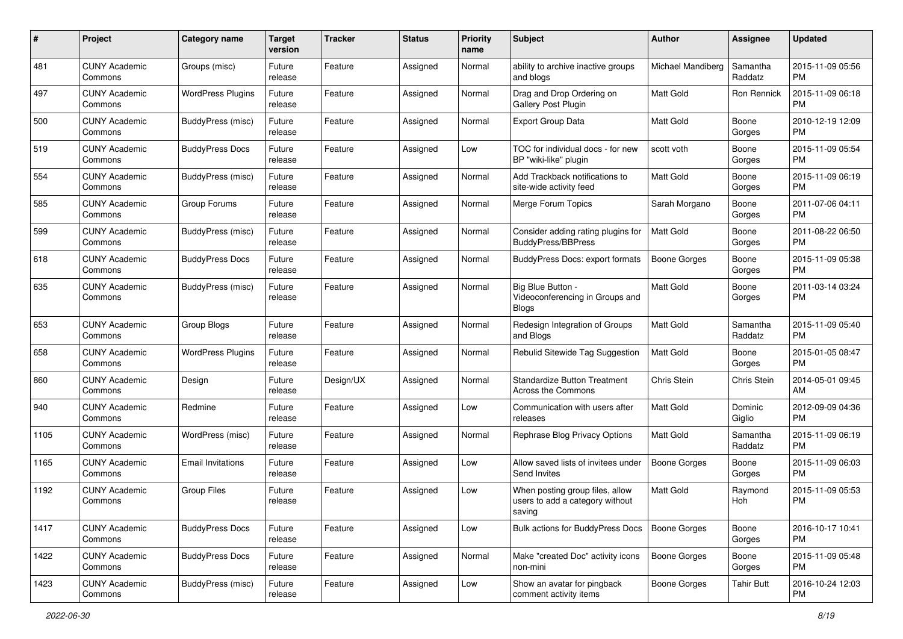| # | Project | Category name | Target version | Tracker | Status | Priority name | Subject | Author | Assignee | Updated |
|---|---|---|---|---|---|---|---|---|---|---|
| 481 | CUNY Academic Commons | Groups (misc) | Future release | Feature | Assigned | Normal | ability to archive inactive groups and blogs | Michael Mandiberg | Samantha Raddatz | 2015-11-09 05:56 PM |
| 497 | CUNY Academic Commons | WordPress Plugins | Future release | Feature | Assigned | Normal | Drag and Drop Ordering on Gallery Post Plugin | Matt Gold | Ron Rennick | 2015-11-09 06:18 PM |
| 500 | CUNY Academic Commons | BuddyPress (misc) | Future release | Feature | Assigned | Normal | Export Group Data | Matt Gold | Boone Gorges | 2010-12-19 12:09 PM |
| 519 | CUNY Academic Commons | BuddyPress Docs | Future release | Feature | Assigned | Low | TOC for individual docs - for new BP "wiki-like" plugin | scott voth | Boone Gorges | 2015-11-09 05:54 PM |
| 554 | CUNY Academic Commons | BuddyPress (misc) | Future release | Feature | Assigned | Normal | Add Trackback notifications to site-wide activity feed | Matt Gold | Boone Gorges | 2015-11-09 06:19 PM |
| 585 | CUNY Academic Commons | Group Forums | Future release | Feature | Assigned | Normal | Merge Forum Topics | Sarah Morgano | Boone Gorges | 2011-07-06 04:11 PM |
| 599 | CUNY Academic Commons | BuddyPress (misc) | Future release | Feature | Assigned | Normal | Consider adding rating plugins for BuddyPress/BBPress | Matt Gold | Boone Gorges | 2011-08-22 06:50 PM |
| 618 | CUNY Academic Commons | BuddyPress Docs | Future release | Feature | Assigned | Normal | BuddyPress Docs: export formats | Boone Gorges | Boone Gorges | 2015-11-09 05:38 PM |
| 635 | CUNY Academic Commons | BuddyPress (misc) | Future release | Feature | Assigned | Normal | Big Blue Button - Videoconferencing in Groups and Blogs | Matt Gold | Boone Gorges | 2011-03-14 03:24 PM |
| 653 | CUNY Academic Commons | Group Blogs | Future release | Feature | Assigned | Normal | Redesign Integration of Groups and Blogs | Matt Gold | Samantha Raddatz | 2015-11-09 05:40 PM |
| 658 | CUNY Academic Commons | WordPress Plugins | Future release | Feature | Assigned | Normal | Rebulid Sitewide Tag Suggestion | Matt Gold | Boone Gorges | 2015-01-05 08:47 PM |
| 860 | CUNY Academic Commons | Design | Future release | Design/UX | Assigned | Normal | Standardize Button Treatment Across the Commons | Chris Stein | Chris Stein | 2014-05-01 09:45 AM |
| 940 | CUNY Academic Commons | Redmine | Future release | Feature | Assigned | Low | Communication with users after releases | Matt Gold | Dominic Giglio | 2012-09-09 04:36 PM |
| 1105 | CUNY Academic Commons | WordPress (misc) | Future release | Feature | Assigned | Normal | Rephrase Blog Privacy Options | Matt Gold | Samantha Raddatz | 2015-11-09 06:19 PM |
| 1165 | CUNY Academic Commons | Email Invitations | Future release | Feature | Assigned | Low | Allow saved lists of invitees under Send Invites | Boone Gorges | Boone Gorges | 2015-11-09 06:03 PM |
| 1192 | CUNY Academic Commons | Group Files | Future release | Feature | Assigned | Low | When posting group files, allow users to add a category without saving | Matt Gold | Raymond Hoh | 2015-11-09 05:53 PM |
| 1417 | CUNY Academic Commons | BuddyPress Docs | Future release | Feature | Assigned | Low | Bulk actions for BuddyPress Docs | Boone Gorges | Boone Gorges | 2016-10-17 10:41 PM |
| 1422 | CUNY Academic Commons | BuddyPress Docs | Future release | Feature | Assigned | Normal | Make "created Doc" activity icons non-mini | Boone Gorges | Boone Gorges | 2015-11-09 05:48 PM |
| 1423 | CUNY Academic Commons | BuddyPress (misc) | Future release | Feature | Assigned | Low | Show an avatar for pingback comment activity items | Boone Gorges | Tahir Butt | 2016-10-24 12:03 PM |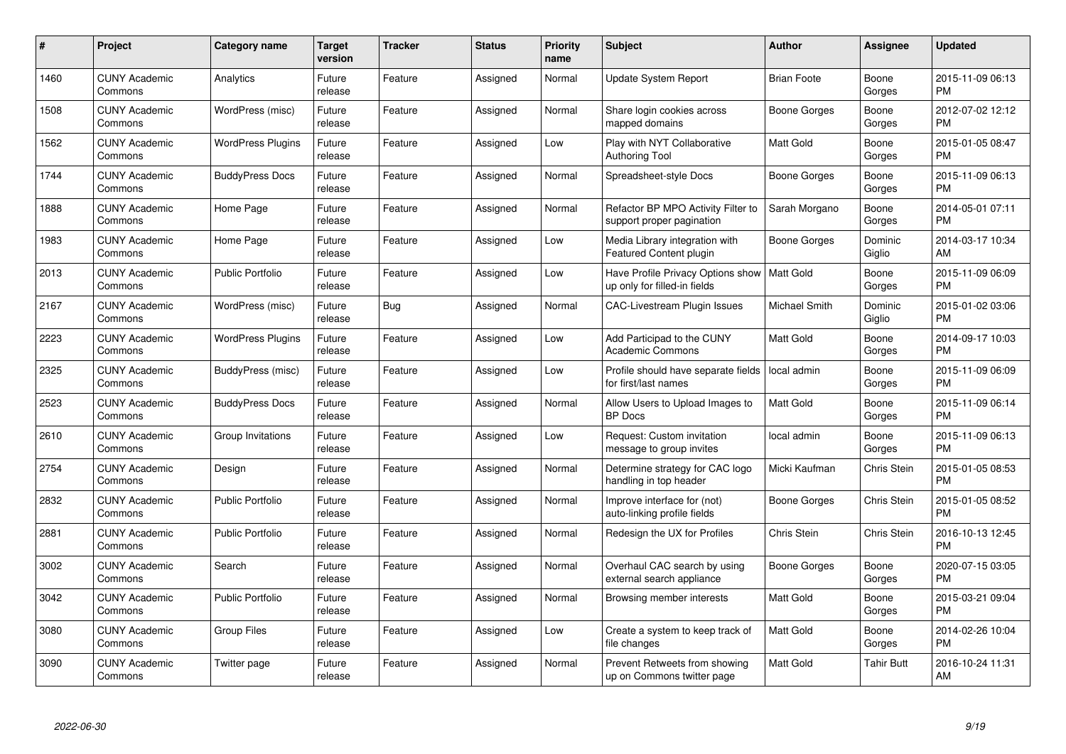| # | Project | Category name | Target version | Tracker | Status | Priority name | Subject | Author | Assignee | Updated |
|---|---|---|---|---|---|---|---|---|---|---|
| 1460 | CUNY Academic Commons | Analytics | Future release | Feature | Assigned | Normal | Update System Report | Brian Foote | Boone Gorges | 2015-11-09 06:13 PM |
| 1508 | CUNY Academic Commons | WordPress (misc) | Future release | Feature | Assigned | Normal | Share login cookies across mapped domains | Boone Gorges | Boone Gorges | 2012-07-02 12:12 PM |
| 1562 | CUNY Academic Commons | WordPress Plugins | Future release | Feature | Assigned | Low | Play with NYT Collaborative Authoring Tool | Matt Gold | Boone Gorges | 2015-01-05 08:47 PM |
| 1744 | CUNY Academic Commons | BuddyPress Docs | Future release | Feature | Assigned | Normal | Spreadsheet-style Docs | Boone Gorges | Boone Gorges | 2015-11-09 06:13 PM |
| 1888 | CUNY Academic Commons | Home Page | Future release | Feature | Assigned | Normal | Refactor BP MPO Activity Filter to support proper pagination | Sarah Morgano | Boone Gorges | 2014-05-01 07:11 PM |
| 1983 | CUNY Academic Commons | Home Page | Future release | Feature | Assigned | Low | Media Library integration with Featured Content plugin | Boone Gorges | Dominic Giglio | 2014-03-17 10:34 AM |
| 2013 | CUNY Academic Commons | Public Portfolio | Future release | Feature | Assigned | Low | Have Profile Privacy Options show up only for filled-in fields | Matt Gold | Boone Gorges | 2015-11-09 06:09 PM |
| 2167 | CUNY Academic Commons | WordPress (misc) | Future release | Bug | Assigned | Normal | CAC-Livestream Plugin Issues | Michael Smith | Dominic Giglio | 2015-01-02 03:06 PM |
| 2223 | CUNY Academic Commons | WordPress Plugins | Future release | Feature | Assigned | Low | Add Participad to the CUNY Academic Commons | Matt Gold | Boone Gorges | 2014-09-17 10:03 PM |
| 2325 | CUNY Academic Commons | BuddyPress (misc) | Future release | Feature | Assigned | Low | Profile should have separate fields for first/last names | local admin | Boone Gorges | 2015-11-09 06:09 PM |
| 2523 | CUNY Academic Commons | BuddyPress Docs | Future release | Feature | Assigned | Normal | Allow Users to Upload Images to BP Docs | Matt Gold | Boone Gorges | 2015-11-09 06:14 PM |
| 2610 | CUNY Academic Commons | Group Invitations | Future release | Feature | Assigned | Low | Request: Custom invitation message to group invites | local admin | Boone Gorges | 2015-11-09 06:13 PM |
| 2754 | CUNY Academic Commons | Design | Future release | Feature | Assigned | Normal | Determine strategy for CAC logo handling in top header | Micki Kaufman | Chris Stein | 2015-01-05 08:53 PM |
| 2832 | CUNY Academic Commons | Public Portfolio | Future release | Feature | Assigned | Normal | Improve interface for (not) auto-linking profile fields | Boone Gorges | Chris Stein | 2015-01-05 08:52 PM |
| 2881 | CUNY Academic Commons | Public Portfolio | Future release | Feature | Assigned | Normal | Redesign the UX for Profiles | Chris Stein | Chris Stein | 2016-10-13 12:45 PM |
| 3002 | CUNY Academic Commons | Search | Future release | Feature | Assigned | Normal | Overhaul CAC search by using external search appliance | Boone Gorges | Boone Gorges | 2020-07-15 03:05 PM |
| 3042 | CUNY Academic Commons | Public Portfolio | Future release | Feature | Assigned | Normal | Browsing member interests | Matt Gold | Boone Gorges | 2015-03-21 09:04 PM |
| 3080 | CUNY Academic Commons | Group Files | Future release | Feature | Assigned | Low | Create a system to keep track of file changes | Matt Gold | Boone Gorges | 2014-02-26 10:04 PM |
| 3090 | CUNY Academic Commons | Twitter page | Future release | Feature | Assigned | Normal | Prevent Retweets from showing up on Commons twitter page | Matt Gold | Tahir Butt | 2016-10-24 11:31 AM |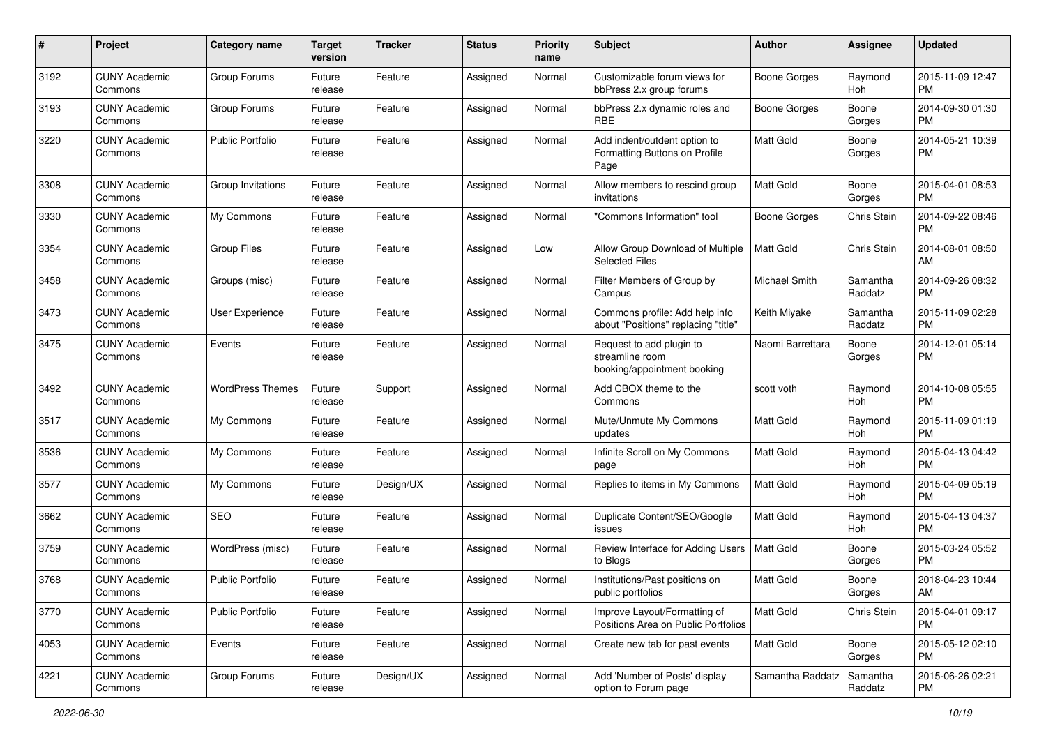| # | Project | Category name | Target version | Tracker | Status | Priority name | Subject | Author | Assignee | Updated |
|---|---|---|---|---|---|---|---|---|---|---|
| 3192 | CUNY Academic Commons | Group Forums | Future release | Feature | Assigned | Normal | Customizable forum views for bbPress 2.x group forums | Boone Gorges | Raymond Hoh | 2015-11-09 12:47 PM |
| 3193 | CUNY Academic Commons | Group Forums | Future release | Feature | Assigned | Normal | bbPress 2.x dynamic roles and RBE | Boone Gorges | Boone Gorges | 2014-09-30 01:30 PM |
| 3220 | CUNY Academic Commons | Public Portfolio | Future release | Feature | Assigned | Normal | Add indent/outdent option to Formatting Buttons on Profile Page | Matt Gold | Boone Gorges | 2014-05-21 10:39 PM |
| 3308 | CUNY Academic Commons | Group Invitations | Future release | Feature | Assigned | Normal | Allow members to rescind group invitations | Matt Gold | Boone Gorges | 2015-04-01 08:53 PM |
| 3330 | CUNY Academic Commons | My Commons | Future release | Feature | Assigned | Normal | "Commons Information" tool | Boone Gorges | Chris Stein | 2014-09-22 08:46 PM |
| 3354 | CUNY Academic Commons | Group Files | Future release | Feature | Assigned | Low | Allow Group Download of Multiple Selected Files | Matt Gold | Chris Stein | 2014-08-01 08:50 AM |
| 3458 | CUNY Academic Commons | Groups (misc) | Future release | Feature | Assigned | Normal | Filter Members of Group by Campus | Michael Smith | Samantha Raddatz | 2014-09-26 08:32 PM |
| 3473 | CUNY Academic Commons | User Experience | Future release | Feature | Assigned | Normal | Commons profile: Add help info about "Positions" replacing "title" | Keith Miyake | Samantha Raddatz | 2015-11-09 02:28 PM |
| 3475 | CUNY Academic Commons | Events | Future release | Feature | Assigned | Normal | Request to add plugin to streamline room booking/appointment booking | Naomi Barrettara | Boone Gorges | 2014-12-01 05:14 PM |
| 3492 | CUNY Academic Commons | WordPress Themes | Future release | Support | Assigned | Normal | Add CBOX theme to the Commons | scott voth | Raymond Hoh | 2014-10-08 05:55 PM |
| 3517 | CUNY Academic Commons | My Commons | Future release | Feature | Assigned | Normal | Mute/Unmute My Commons updates | Matt Gold | Raymond Hoh | 2015-11-09 01:19 PM |
| 3536 | CUNY Academic Commons | My Commons | Future release | Feature | Assigned | Normal | Infinite Scroll on My Commons page | Matt Gold | Raymond Hoh | 2015-04-13 04:42 PM |
| 3577 | CUNY Academic Commons | My Commons | Future release | Design/UX | Assigned | Normal | Replies to items in My Commons | Matt Gold | Raymond Hoh | 2015-04-09 05:19 PM |
| 3662 | CUNY Academic Commons | SEO | Future release | Feature | Assigned | Normal | Duplicate Content/SEO/Google issues | Matt Gold | Raymond Hoh | 2015-04-13 04:37 PM |
| 3759 | CUNY Academic Commons | WordPress (misc) | Future release | Feature | Assigned | Normal | Review Interface for Adding Users to Blogs | Matt Gold | Boone Gorges | 2015-03-24 05:52 PM |
| 3768 | CUNY Academic Commons | Public Portfolio | Future release | Feature | Assigned | Normal | Institutions/Past positions on public portfolios | Matt Gold | Boone Gorges | 2018-04-23 10:44 AM |
| 3770 | CUNY Academic Commons | Public Portfolio | Future release | Feature | Assigned | Normal | Improve Layout/Formatting of Positions Area on Public Portfolios | Matt Gold | Chris Stein | 2015-04-01 09:17 PM |
| 4053 | CUNY Academic Commons | Events | Future release | Feature | Assigned | Normal | Create new tab for past events | Matt Gold | Boone Gorges | 2015-05-12 02:10 PM |
| 4221 | CUNY Academic Commons | Group Forums | Future release | Design/UX | Assigned | Normal | Add 'Number of Posts' display option to Forum page | Samantha Raddatz | Samantha Raddatz | 2015-06-26 02:21 PM |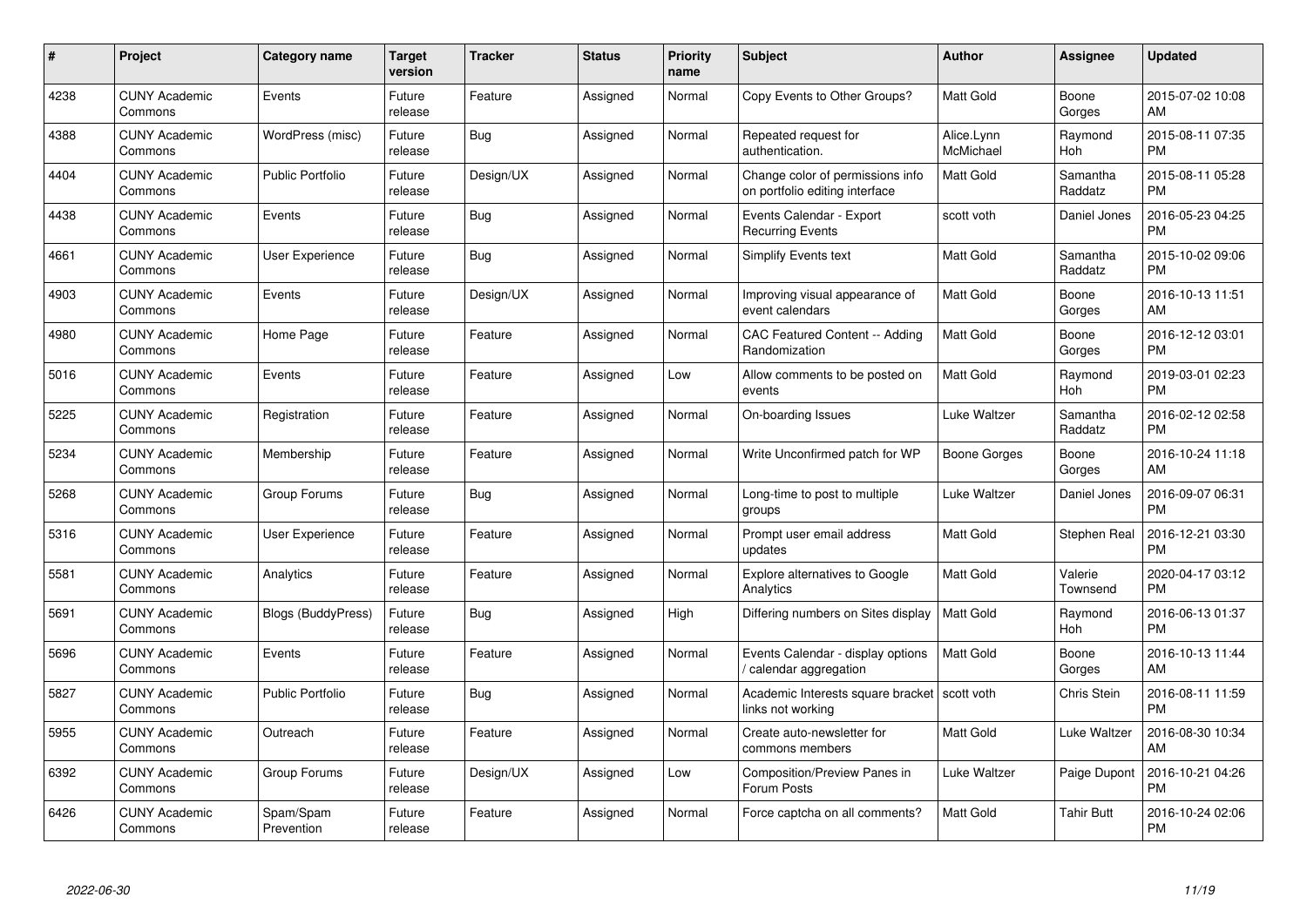| # | Project | Category name | Target version | Tracker | Status | Priority name | Subject | Author | Assignee | Updated |
|---|---|---|---|---|---|---|---|---|---|---|
| 4238 | CUNY Academic Commons | Events | Future release | Feature | Assigned | Normal | Copy Events to Other Groups? | Matt Gold | Boone Gorges | 2015-07-02 10:08 AM |
| 4388 | CUNY Academic Commons | WordPress (misc) | Future release | Bug | Assigned | Normal | Repeated request for authentication. | Alice.Lynn McMichael | Raymond Hoh | 2015-08-11 07:35 PM |
| 4404 | CUNY Academic Commons | Public Portfolio | Future release | Design/UX | Assigned | Normal | Change color of permissions info on portfolio editing interface | Matt Gold | Samantha Raddatz | 2015-08-11 05:28 PM |
| 4438 | CUNY Academic Commons | Events | Future release | Bug | Assigned | Normal | Events Calendar - Export Recurring Events | scott voth | Daniel Jones | 2016-05-23 04:25 PM |
| 4661 | CUNY Academic Commons | User Experience | Future release | Bug | Assigned | Normal | Simplify Events text | Matt Gold | Samantha Raddatz | 2015-10-02 09:06 PM |
| 4903 | CUNY Academic Commons | Events | Future release | Design/UX | Assigned | Normal | Improving visual appearance of event calendars | Matt Gold | Boone Gorges | 2016-10-13 11:51 AM |
| 4980 | CUNY Academic Commons | Home Page | Future release | Feature | Assigned | Normal | CAC Featured Content -- Adding Randomization | Matt Gold | Boone Gorges | 2016-12-12 03:01 PM |
| 5016 | CUNY Academic Commons | Events | Future release | Feature | Assigned | Low | Allow comments to be posted on events | Matt Gold | Raymond Hoh | 2019-03-01 02:23 PM |
| 5225 | CUNY Academic Commons | Registration | Future release | Feature | Assigned | Normal | On-boarding Issues | Luke Waltzer | Samantha Raddatz | 2016-02-12 02:58 PM |
| 5234 | CUNY Academic Commons | Membership | Future release | Feature | Assigned | Normal | Write Unconfirmed patch for WP | Boone Gorges | Boone Gorges | 2016-10-24 11:18 AM |
| 5268 | CUNY Academic Commons | Group Forums | Future release | Bug | Assigned | Normal | Long-time to post to multiple groups | Luke Waltzer | Daniel Jones | 2016-09-07 06:31 PM |
| 5316 | CUNY Academic Commons | User Experience | Future release | Feature | Assigned | Normal | Prompt user email address updates | Matt Gold | Stephen Real | 2016-12-21 03:30 PM |
| 5581 | CUNY Academic Commons | Analytics | Future release | Feature | Assigned | Normal | Explore alternatives to Google Analytics | Matt Gold | Valerie Townsend | 2020-04-17 03:12 PM |
| 5691 | CUNY Academic Commons | Blogs (BuddyPress) | Future release | Bug | Assigned | High | Differing numbers on Sites display | Matt Gold | Raymond Hoh | 2016-06-13 01:37 PM |
| 5696 | CUNY Academic Commons | Events | Future release | Feature | Assigned | Normal | Events Calendar - display options / calendar aggregation | Matt Gold | Boone Gorges | 2016-10-13 11:44 AM |
| 5827 | CUNY Academic Commons | Public Portfolio | Future release | Bug | Assigned | Normal | Academic Interests square bracket links not working | scott voth | Chris Stein | 2016-08-11 11:59 PM |
| 5955 | CUNY Academic Commons | Outreach | Future release | Feature | Assigned | Normal | Create auto-newsletter for commons members | Matt Gold | Luke Waltzer | 2016-08-30 10:34 AM |
| 6392 | CUNY Academic Commons | Group Forums | Future release | Design/UX | Assigned | Low | Composition/Preview Panes in Forum Posts | Luke Waltzer | Paige Dupont | 2016-10-21 04:26 PM |
| 6426 | CUNY Academic Commons | Spam/Spam Prevention | Future release | Feature | Assigned | Normal | Force captcha on all comments? | Matt Gold | Tahir Butt | 2016-10-24 02:06 PM |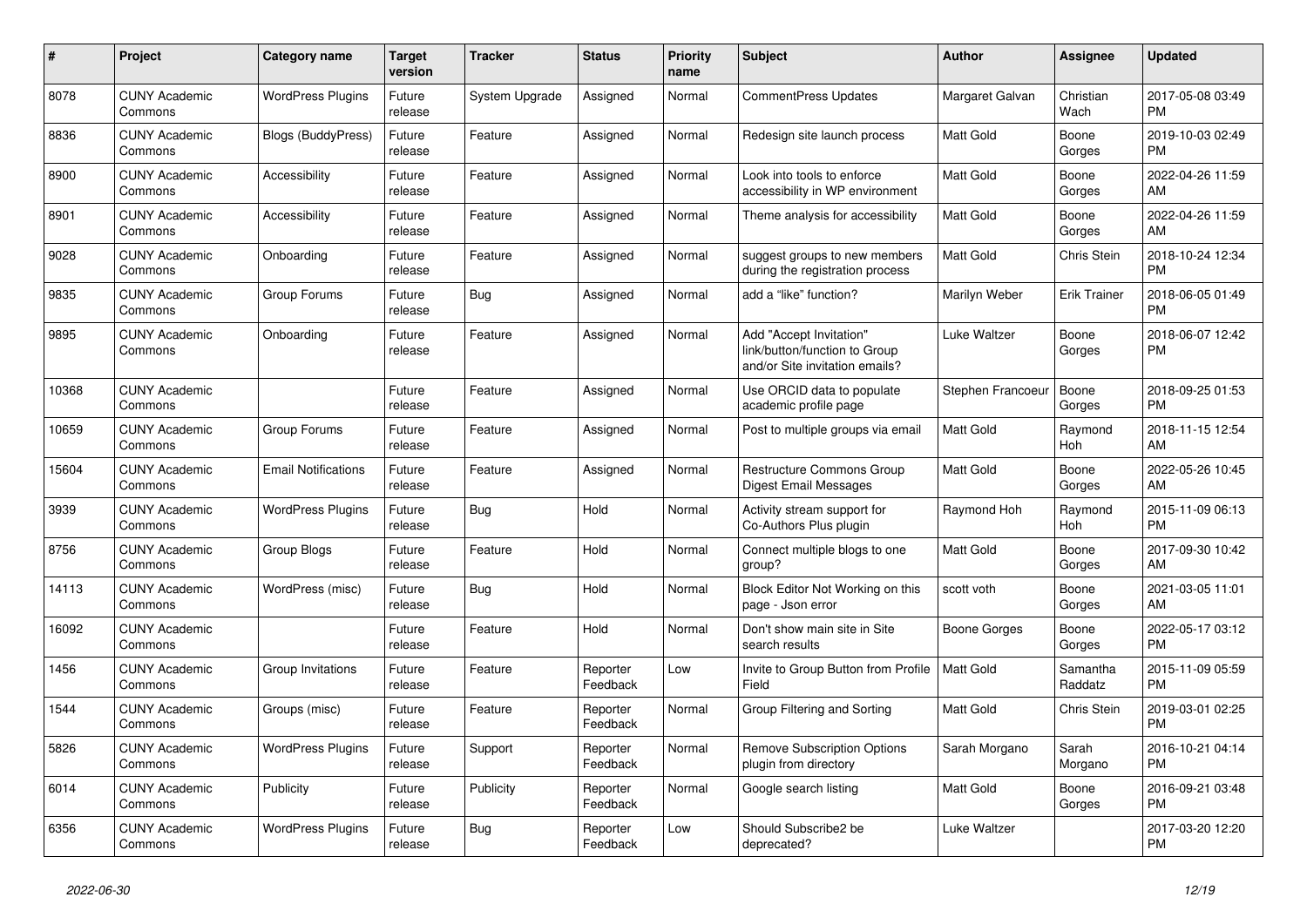| # | Project | Category name | Target version | Tracker | Status | Priority name | Subject | Author | Assignee | Updated |
|---|---|---|---|---|---|---|---|---|---|---|
| 8078 | CUNY Academic Commons | WordPress Plugins | Future release | System Upgrade | Assigned | Normal | CommentPress Updates | Margaret Galvan | Christian Wach | 2017-05-08 03:49 PM |
| 8836 | CUNY Academic Commons | Blogs (BuddyPress) | Future release | Feature | Assigned | Normal | Redesign site launch process | Matt Gold | Boone Gorges | 2019-10-03 02:49 PM |
| 8900 | CUNY Academic Commons | Accessibility | Future release | Feature | Assigned | Normal | Look into tools to enforce accessibility in WP environment | Matt Gold | Boone Gorges | 2022-04-26 11:59 AM |
| 8901 | CUNY Academic Commons | Accessibility | Future release | Feature | Assigned | Normal | Theme analysis for accessibility | Matt Gold | Boone Gorges | 2022-04-26 11:59 AM |
| 9028 | CUNY Academic Commons | Onboarding | Future release | Feature | Assigned | Normal | suggest groups to new members during the registration process | Matt Gold | Chris Stein | 2018-10-24 12:34 PM |
| 9835 | CUNY Academic Commons | Group Forums | Future release | Bug | Assigned | Normal | add a "like" function? | Marilyn Weber | Erik Trainer | 2018-06-05 01:49 PM |
| 9895 | CUNY Academic Commons | Onboarding | Future release | Feature | Assigned | Normal | Add "Accept Invitation" link/button/function to Group and/or Site invitation emails? | Luke Waltzer | Boone Gorges | 2018-06-07 12:42 PM |
| 10368 | CUNY Academic Commons | | Future release | Feature | Assigned | Normal | Use ORCID data to populate academic profile page | Stephen Francoeur | Boone Gorges | 2018-09-25 01:53 PM |
| 10659 | CUNY Academic Commons | Group Forums | Future release | Feature | Assigned | Normal | Post to multiple groups via email | Matt Gold | Raymond Hoh | 2018-11-15 12:54 AM |
| 15604 | CUNY Academic Commons | Email Notifications | Future release | Feature | Assigned | Normal | Restructure Commons Group Digest Email Messages | Matt Gold | Boone Gorges | 2022-05-26 10:45 AM |
| 3939 | CUNY Academic Commons | WordPress Plugins | Future release | Bug | Hold | Normal | Activity stream support for Co-Authors Plus plugin | Raymond Hoh | Raymond Hoh | 2015-11-09 06:13 PM |
| 8756 | CUNY Academic Commons | Group Blogs | Future release | Feature | Hold | Normal | Connect multiple blogs to one group? | Matt Gold | Boone Gorges | 2017-09-30 10:42 AM |
| 14113 | CUNY Academic Commons | WordPress (misc) | Future release | Bug | Hold | Normal | Block Editor Not Working on this page - Json error | scott voth | Boone Gorges | 2021-03-05 11:01 AM |
| 16092 | CUNY Academic Commons | | Future release | Feature | Hold | Normal | Don't show main site in Site search results | Boone Gorges | Boone Gorges | 2022-05-17 03:12 PM |
| 1456 | CUNY Academic Commons | Group Invitations | Future release | Feature | Reporter Feedback | Low | Invite to Group Button from Profile Field | Matt Gold | Samantha Raddatz | 2015-11-09 05:59 PM |
| 1544 | CUNY Academic Commons | Groups (misc) | Future release | Feature | Reporter Feedback | Normal | Group Filtering and Sorting | Matt Gold | Chris Stein | 2019-03-01 02:25 PM |
| 5826 | CUNY Academic Commons | WordPress Plugins | Future release | Support | Reporter Feedback | Normal | Remove Subscription Options plugin from directory | Sarah Morgano | Sarah Morgano | 2016-10-21 04:14 PM |
| 6014 | CUNY Academic Commons | Publicity | Future release | Publicity | Reporter Feedback | Normal | Google search listing | Matt Gold | Boone Gorges | 2016-09-21 03:48 PM |
| 6356 | CUNY Academic Commons | WordPress Plugins | Future release | Bug | Reporter Feedback | Low | Should Subscribe2 be deprecated? | Luke Waltzer | | 2017-03-20 12:20 PM |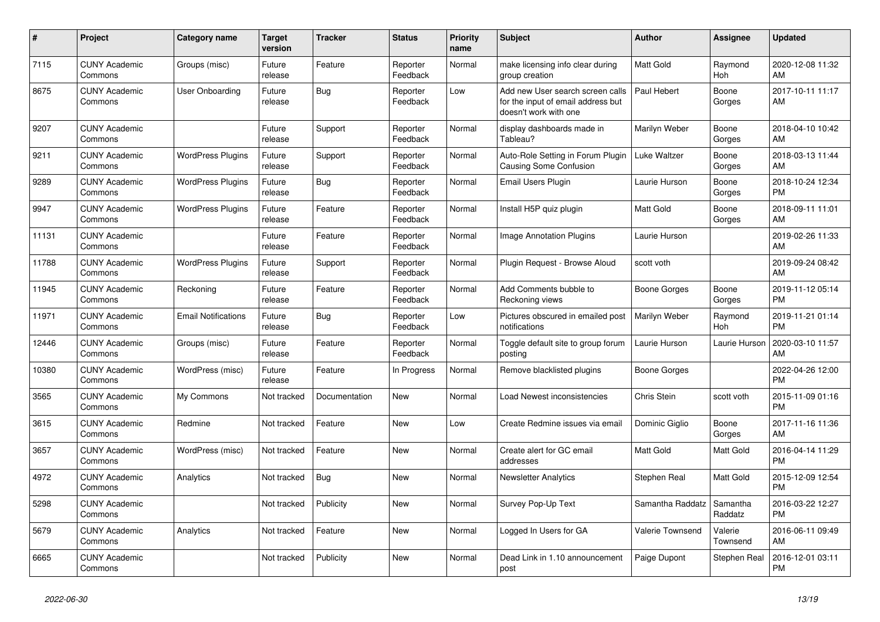| # | Project | Category name | Target version | Tracker | Status | Priority name | Subject | Author | Assignee | Updated |
|---|---|---|---|---|---|---|---|---|---|---|
| 7115 | CUNY Academic Commons | Groups (misc) | Future release | Feature | Reporter Feedback | Normal | make licensing info clear during group creation | Matt Gold | Raymond Hoh | 2020-12-08 11:32 AM |
| 8675 | CUNY Academic Commons | User Onboarding | Future release | Bug | Reporter Feedback | Low | Add new User search screen calls for the input of email address but doesn't work with one | Paul Hebert | Boone Gorges | 2017-10-11 11:17 AM |
| 9207 | CUNY Academic Commons | | Future release | Support | Reporter Feedback | Normal | display dashboards made in Tableau? | Marilyn Weber | Boone Gorges | 2018-04-10 10:42 AM |
| 9211 | CUNY Academic Commons | WordPress Plugins | Future release | Support | Reporter Feedback | Normal | Auto-Role Setting in Forum Plugin Causing Some Confusion | Luke Waltzer | Boone Gorges | 2018-03-13 11:44 AM |
| 9289 | CUNY Academic Commons | WordPress Plugins | Future release | Bug | Reporter Feedback | Normal | Email Users Plugin | Laurie Hurson | Boone Gorges | 2018-10-24 12:34 PM |
| 9947 | CUNY Academic Commons | WordPress Plugins | Future release | Feature | Reporter Feedback | Normal | Install H5P quiz plugin | Matt Gold | Boone Gorges | 2018-09-11 11:01 AM |
| 11131 | CUNY Academic Commons | | Future release | Feature | Reporter Feedback | Normal | Image Annotation Plugins | Laurie Hurson | | 2019-02-26 11:33 AM |
| 11788 | CUNY Academic Commons | WordPress Plugins | Future release | Support | Reporter Feedback | Normal | Plugin Request - Browse Aloud | scott voth | | 2019-09-24 08:42 AM |
| 11945 | CUNY Academic Commons | Reckoning | Future release | Feature | Reporter Feedback | Normal | Add Comments bubble to Reckoning views | Boone Gorges | Boone Gorges | 2019-11-12 05:14 PM |
| 11971 | CUNY Academic Commons | Email Notifications | Future release | Bug | Reporter Feedback | Low | Pictures obscured in emailed post notifications | Marilyn Weber | Raymond Hoh | 2019-11-21 01:14 PM |
| 12446 | CUNY Academic Commons | Groups (misc) | Future release | Feature | Reporter Feedback | Normal | Toggle default site to group forum posting | Laurie Hurson | Laurie Hurson | 2020-03-10 11:57 AM |
| 10380 | CUNY Academic Commons | WordPress (misc) | Future release | Feature | In Progress | Normal | Remove blacklisted plugins | Boone Gorges | | 2022-04-26 12:00 PM |
| 3565 | CUNY Academic Commons | My Commons | Not tracked | Documentation | New | Normal | Load Newest inconsistencies | Chris Stein | scott voth | 2015-11-09 01:16 PM |
| 3615 | CUNY Academic Commons | Redmine | Not tracked | Feature | New | Low | Create Redmine issues via email | Dominic Giglio | Boone Gorges | 2017-11-16 11:36 AM |
| 3657 | CUNY Academic Commons | WordPress (misc) | Not tracked | Feature | New | Normal | Create alert for GC email addresses | Matt Gold | Matt Gold | 2016-04-14 11:29 PM |
| 4972 | CUNY Academic Commons | Analytics | Not tracked | Bug | New | Normal | Newsletter Analytics | Stephen Real | Matt Gold | 2015-12-09 12:54 PM |
| 5298 | CUNY Academic Commons | | Not tracked | Publicity | New | Normal | Survey Pop-Up Text | Samantha Raddatz | Samantha Raddatz | 2016-03-22 12:27 PM |
| 5679 | CUNY Academic Commons | Analytics | Not tracked | Feature | New | Normal | Logged In Users for GA | Valerie Townsend | Valerie Townsend | 2016-06-11 09:49 AM |
| 6665 | CUNY Academic Commons | | Not tracked | Publicity | New | Normal | Dead Link in 1.10 announcement post | Paige Dupont | Stephen Real | 2016-12-01 03:11 PM |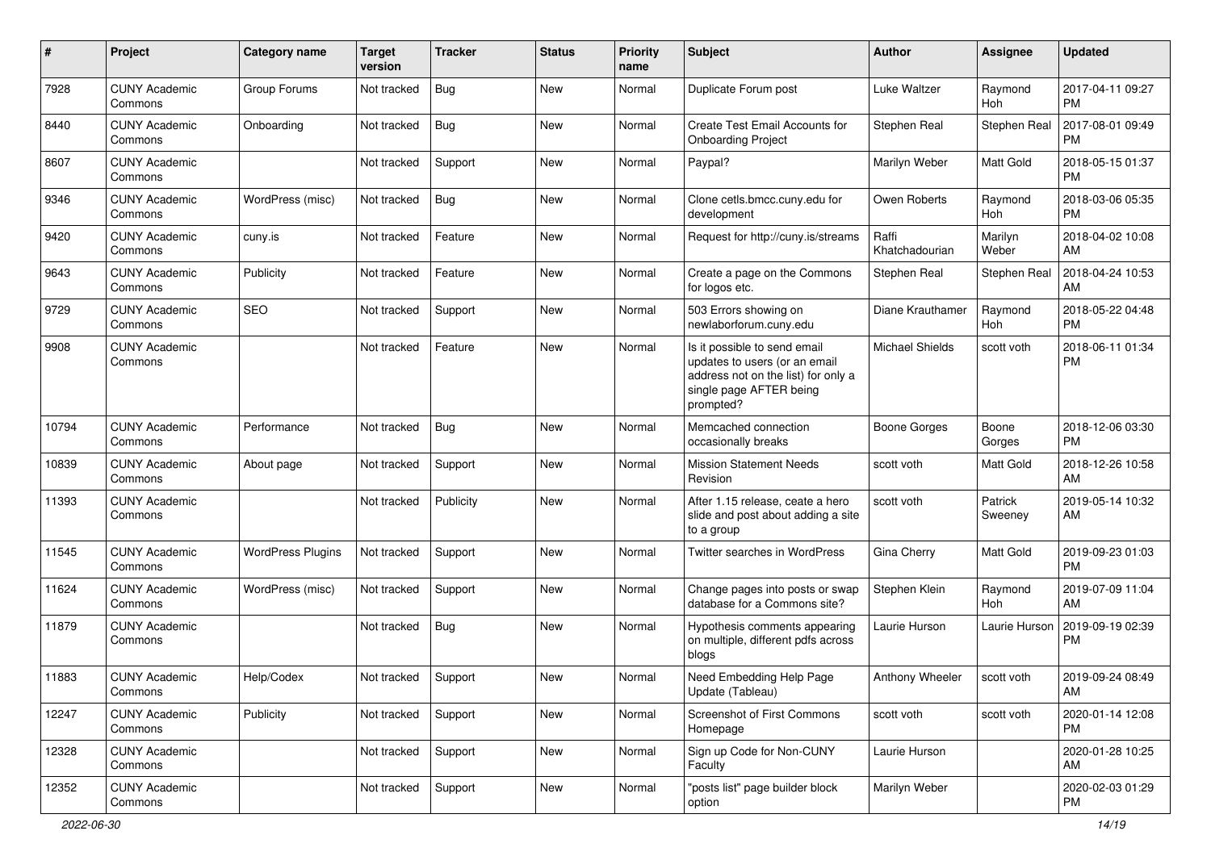| # | Project | Category name | Target version | Tracker | Status | Priority name | Subject | Author | Assignee | Updated |
|---|---|---|---|---|---|---|---|---|---|---|
| 7928 | CUNY Academic Commons | Group Forums | Not tracked | Bug | New | Normal | Duplicate Forum post | Luke Waltzer | Raymond Hoh | 2017-04-11 09:27 PM |
| 8440 | CUNY Academic Commons | Onboarding | Not tracked | Bug | New | Normal | Create Test Email Accounts for Onboarding Project | Stephen Real | Stephen Real | 2017-08-01 09:49 PM |
| 8607 | CUNY Academic Commons | | Not tracked | Support | New | Normal | Paypal? | Marilyn Weber | Matt Gold | 2018-05-15 01:37 PM |
| 9346 | CUNY Academic Commons | WordPress (misc) | Not tracked | Bug | New | Normal | Clone cetls.bmcc.cuny.edu for development | Owen Roberts | Raymond Hoh | 2018-03-06 05:35 PM |
| 9420 | CUNY Academic Commons | cuny.is | Not tracked | Feature | New | Normal | Request for http://cuny.is/streams | Raffi Khatchadourian | Marilyn Weber | 2018-04-02 10:08 AM |
| 9643 | CUNY Academic Commons | Publicity | Not tracked | Feature | New | Normal | Create a page on the Commons for logos etc. | Stephen Real | Stephen Real | 2018-04-24 10:53 AM |
| 9729 | CUNY Academic Commons | SEO | Not tracked | Support | New | Normal | 503 Errors showing on newlaborforum.cuny.edu | Diane Krauthamer | Raymond Hoh | 2018-05-22 04:48 PM |
| 9908 | CUNY Academic Commons | | Not tracked | Feature | New | Normal | Is it possible to send email updates to users (or an email address not on the list) for only a single page AFTER being prompted? | Michael Shields | scott voth | 2018-06-11 01:34 PM |
| 10794 | CUNY Academic Commons | Performance | Not tracked | Bug | New | Normal | Memcached connection occasionally breaks | Boone Gorges | Boone Gorges | 2018-12-06 03:30 PM |
| 10839 | CUNY Academic Commons | About page | Not tracked | Support | New | Normal | Mission Statement Needs Revision | scott voth | Matt Gold | 2018-12-26 10:58 AM |
| 11393 | CUNY Academic Commons | | Not tracked | Publicity | New | Normal | After 1.15 release, ceate a hero slide and post about adding a site to a group | scott voth | Patrick Sweeney | 2019-05-14 10:32 AM |
| 11545 | CUNY Academic Commons | WordPress Plugins | Not tracked | Support | New | Normal | Twitter searches in WordPress | Gina Cherry | Matt Gold | 2019-09-23 01:03 PM |
| 11624 | CUNY Academic Commons | WordPress (misc) | Not tracked | Support | New | Normal | Change pages into posts or swap database for a Commons site? | Stephen Klein | Raymond Hoh | 2019-07-09 11:04 AM |
| 11879 | CUNY Academic Commons | | Not tracked | Bug | New | Normal | Hypothesis comments appearing on multiple, different pdfs across blogs | Laurie Hurson | Laurie Hurson | 2019-09-19 02:39 PM |
| 11883 | CUNY Academic Commons | Help/Codex | Not tracked | Support | New | Normal | Need Embedding Help Page Update (Tableau) | Anthony Wheeler | scott voth | 2019-09-24 08:49 AM |
| 12247 | CUNY Academic Commons | Publicity | Not tracked | Support | New | Normal | Screenshot of First Commons Homepage | scott voth | scott voth | 2020-01-14 12:08 PM |
| 12328 | CUNY Academic Commons | | Not tracked | Support | New | Normal | Sign up Code for Non-CUNY Faculty | Laurie Hurson | | 2020-01-28 10:25 AM |
| 12352 | CUNY Academic Commons | | Not tracked | Support | New | Normal | "posts list" page builder block option | Marilyn Weber | | 2020-02-03 01:29 PM |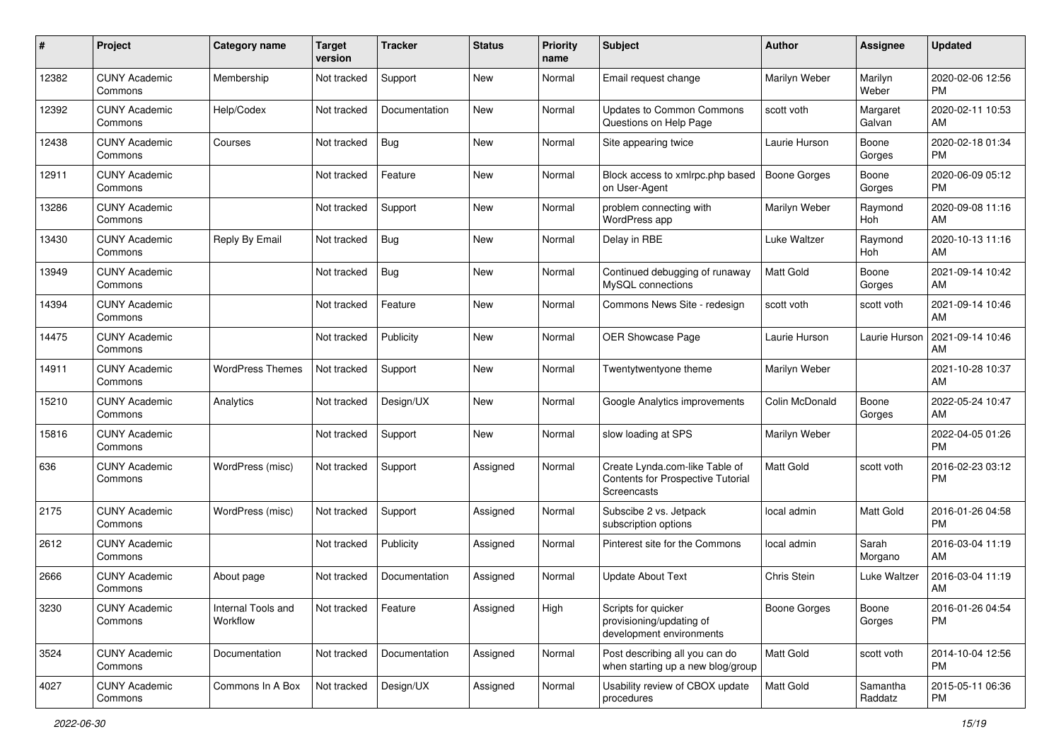| # | Project | Category name | Target version | Tracker | Status | Priority name | Subject | Author | Assignee | Updated |
|---|---|---|---|---|---|---|---|---|---|---|
| 12382 | CUNY Academic Commons | Membership | Not tracked | Support | New | Normal | Email request change | Marilyn Weber | Marilyn Weber | 2020-02-06 12:56 PM |
| 12392 | CUNY Academic Commons | Help/Codex | Not tracked | Documentation | New | Normal | Updates to Common Commons Questions on Help Page | scott voth | Margaret Galvan | 2020-02-11 10:53 AM |
| 12438 | CUNY Academic Commons | Courses | Not tracked | Bug | New | Normal | Site appearing twice | Laurie Hurson | Boone Gorges | 2020-02-18 01:34 PM |
| 12911 | CUNY Academic Commons | | Not tracked | Feature | New | Normal | Block access to xmlrpc.php based on User-Agent | Boone Gorges | Boone Gorges | 2020-06-09 05:12 PM |
| 13286 | CUNY Academic Commons | | Not tracked | Support | New | Normal | problem connecting with WordPress app | Marilyn Weber | Raymond Hoh | 2020-09-08 11:16 AM |
| 13430 | CUNY Academic Commons | Reply By Email | Not tracked | Bug | New | Normal | Delay in RBE | Luke Waltzer | Raymond Hoh | 2020-10-13 11:16 AM |
| 13949 | CUNY Academic Commons | | Not tracked | Bug | New | Normal | Continued debugging of runaway MySQL connections | Matt Gold | Boone Gorges | 2021-09-14 10:42 AM |
| 14394 | CUNY Academic Commons | | Not tracked | Feature | New | Normal | Commons News Site - redesign | scott voth | scott voth | 2021-09-14 10:46 AM |
| 14475 | CUNY Academic Commons | | Not tracked | Publicity | New | Normal | OER Showcase Page | Laurie Hurson | Laurie Hurson | 2021-09-14 10:46 AM |
| 14911 | CUNY Academic Commons | WordPress Themes | Not tracked | Support | New | Normal | Twentytwentyone theme | Marilyn Weber | | 2021-10-28 10:37 AM |
| 15210 | CUNY Academic Commons | Analytics | Not tracked | Design/UX | New | Normal | Google Analytics improvements | Colin McDonald | Boone Gorges | 2022-05-24 10:47 AM |
| 15816 | CUNY Academic Commons | | Not tracked | Support | New | Normal | slow loading at SPS | Marilyn Weber | | 2022-04-05 01:26 PM |
| 636 | CUNY Academic Commons | WordPress (misc) | Not tracked | Support | Assigned | Normal | Create Lynda.com-like Table of Contents for Prospective Tutorial Screencasts | Matt Gold | scott voth | 2016-02-23 03:12 PM |
| 2175 | CUNY Academic Commons | WordPress (misc) | Not tracked | Support | Assigned | Normal | Subscibe 2 vs. Jetpack subscription options | local admin | Matt Gold | 2016-01-26 04:58 PM |
| 2612 | CUNY Academic Commons | | Not tracked | Publicity | Assigned | Normal | Pinterest site for the Commons | local admin | Sarah Morgano | 2016-03-04 11:19 AM |
| 2666 | CUNY Academic Commons | About page | Not tracked | Documentation | Assigned | Normal | Update About Text | Chris Stein | Luke Waltzer | 2016-03-04 11:19 AM |
| 3230 | CUNY Academic Commons | Internal Tools and Workflow | Not tracked | Feature | Assigned | High | Scripts for quicker provisioning/updating of development environments | Boone Gorges | Boone Gorges | 2016-01-26 04:54 PM |
| 3524 | CUNY Academic Commons | Documentation | Not tracked | Documentation | Assigned | Normal | Post describing all you can do when starting up a new blog/group | Matt Gold | scott voth | 2014-10-04 12:56 PM |
| 4027 | CUNY Academic Commons | Commons In A Box | Not tracked | Design/UX | Assigned | Normal | Usability review of CBOX update procedures | Matt Gold | Samantha Raddatz | 2015-05-11 06:36 PM |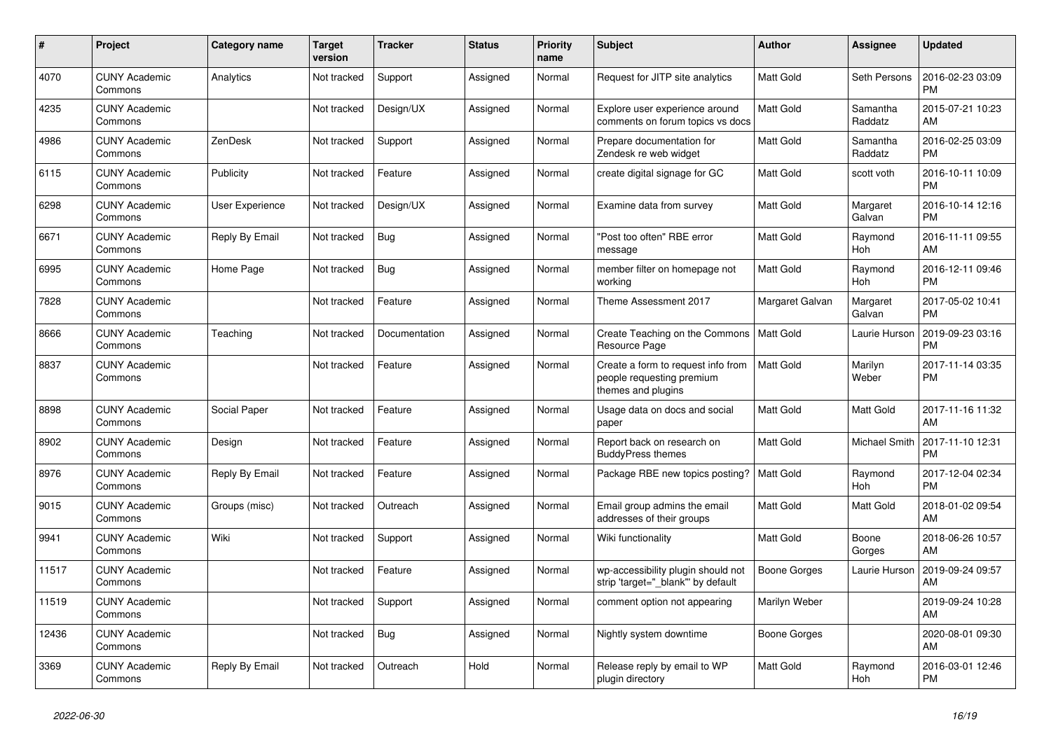| # | Project | Category name | Target version | Tracker | Status | Priority name | Subject | Author | Assignee | Updated |
|---|---|---|---|---|---|---|---|---|---|---|
| 4070 | CUNY Academic Commons | Analytics | Not tracked | Support | Assigned | Normal | Request for JITP site analytics | Matt Gold | Seth Persons | 2016-02-23 03:09 PM |
| 4235 | CUNY Academic Commons | | Not tracked | Design/UX | Assigned | Normal | Explore user experience around comments on forum topics vs docs | Matt Gold | Samantha Raddatz | 2015-07-21 10:23 AM |
| 4986 | CUNY Academic Commons | ZenDesk | Not tracked | Support | Assigned | Normal | Prepare documentation for Zendesk re web widget | Matt Gold | Samantha Raddatz | 2016-02-25 03:09 PM |
| 6115 | CUNY Academic Commons | Publicity | Not tracked | Feature | Assigned | Normal | create digital signage for GC | Matt Gold | scott voth | 2016-10-11 10:09 PM |
| 6298 | CUNY Academic Commons | User Experience | Not tracked | Design/UX | Assigned | Normal | Examine data from survey | Matt Gold | Margaret Galvan | 2016-10-14 12:16 PM |
| 6671 | CUNY Academic Commons | Reply By Email | Not tracked | Bug | Assigned | Normal | "Post too often" RBE error message | Matt Gold | Raymond Hoh | 2016-11-11 09:55 AM |
| 6995 | CUNY Academic Commons | Home Page | Not tracked | Bug | Assigned | Normal | member filter on homepage not working | Matt Gold | Raymond Hoh | 2016-12-11 09:46 PM |
| 7828 | CUNY Academic Commons | | Not tracked | Feature | Assigned | Normal | Theme Assessment 2017 | Margaret Galvan | Margaret Galvan | 2017-05-02 10:41 PM |
| 8666 | CUNY Academic Commons | Teaching | Not tracked | Documentation | Assigned | Normal | Create Teaching on the Commons Resource Page | Matt Gold | Laurie Hurson | 2019-09-23 03:16 PM |
| 8837 | CUNY Academic Commons | | Not tracked | Feature | Assigned | Normal | Create a form to request info from people requesting premium themes and plugins | Matt Gold | Marilyn Weber | 2017-11-14 03:35 PM |
| 8898 | CUNY Academic Commons | Social Paper | Not tracked | Feature | Assigned | Normal | Usage data on docs and social paper | Matt Gold | Matt Gold | 2017-11-16 11:32 AM |
| 8902 | CUNY Academic Commons | Design | Not tracked | Feature | Assigned | Normal | Report back on research on BuddyPress themes | Matt Gold | Michael Smith | 2017-11-10 12:31 PM |
| 8976 | CUNY Academic Commons | Reply By Email | Not tracked | Feature | Assigned | Normal | Package RBE new topics posting? | Matt Gold | Raymond Hoh | 2017-12-04 02:34 PM |
| 9015 | CUNY Academic Commons | Groups (misc) | Not tracked | Outreach | Assigned | Normal | Email group admins the email addresses of their groups | Matt Gold | Matt Gold | 2018-01-02 09:54 AM |
| 9941 | CUNY Academic Commons | Wiki | Not tracked | Support | Assigned | Normal | Wiki functionality | Matt Gold | Boone Gorges | 2018-06-26 10:57 AM |
| 11517 | CUNY Academic Commons | | Not tracked | Feature | Assigned | Normal | wp-accessibility plugin should not strip 'target="_blank"' by default | Boone Gorges | Laurie Hurson | 2019-09-24 09:57 AM |
| 11519 | CUNY Academic Commons | | Not tracked | Support | Assigned | Normal | comment option not appearing | Marilyn Weber | | 2019-09-24 10:28 AM |
| 12436 | CUNY Academic Commons | | Not tracked | Bug | Assigned | Normal | Nightly system downtime | Boone Gorges | | 2020-08-01 09:30 AM |
| 3369 | CUNY Academic Commons | Reply By Email | Not tracked | Outreach | Hold | Normal | Release reply by email to WP plugin directory | Matt Gold | Raymond Hoh | 2016-03-01 12:46 PM |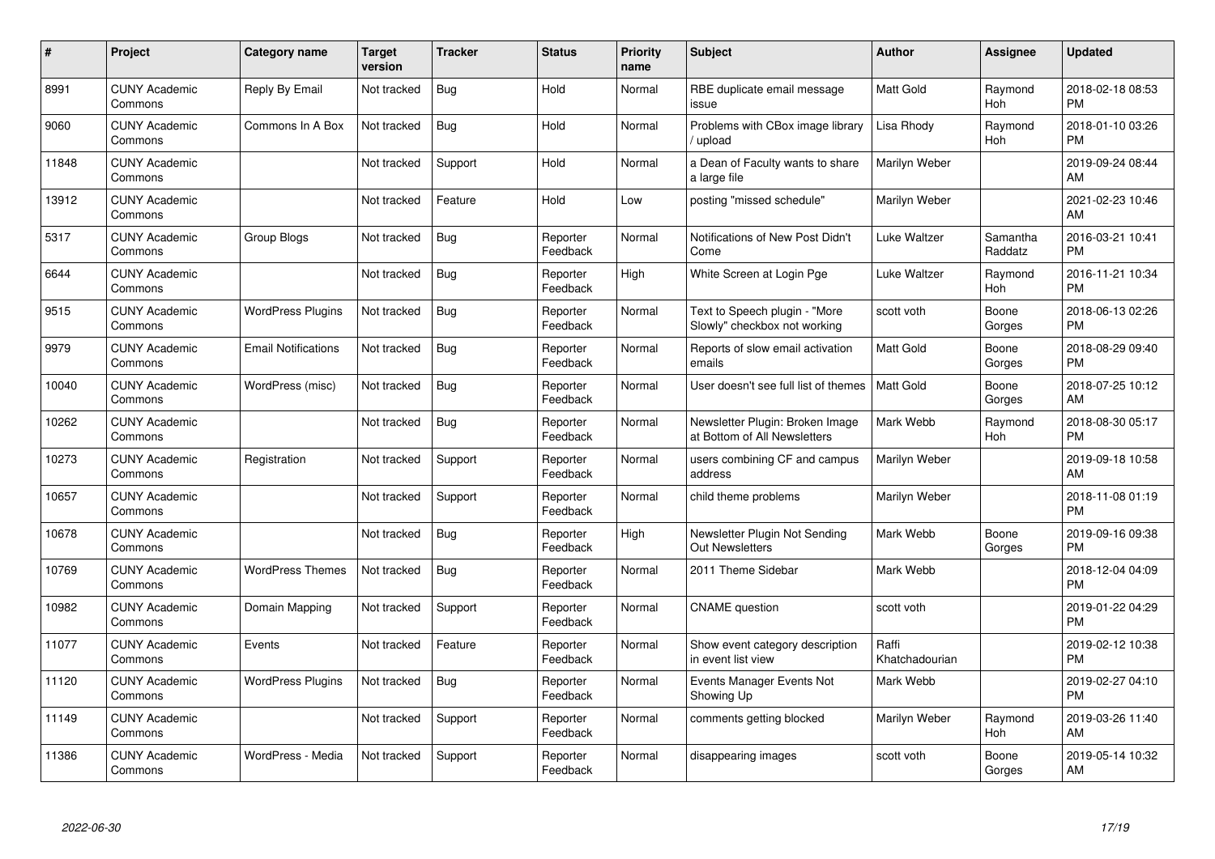| # | Project | Category name | Target version | Tracker | Status | Priority name | Subject | Author | Assignee | Updated |
|---|---|---|---|---|---|---|---|---|---|---|
| 8991 | CUNY Academic Commons | Reply By Email | Not tracked | Bug | Hold | Normal | RBE duplicate email message issue | Matt Gold | Raymond Hoh | 2018-02-18 08:53 PM |
| 9060 | CUNY Academic Commons | Commons In A Box | Not tracked | Bug | Hold | Normal | Problems with CBox image library / upload | Lisa Rhody | Raymond Hoh | 2018-01-10 03:26 PM |
| 11848 | CUNY Academic Commons | | Not tracked | Support | Hold | Normal | a Dean of Faculty wants to share a large file | Marilyn Weber | | 2019-09-24 08:44 AM |
| 13912 | CUNY Academic Commons | | Not tracked | Feature | Hold | Low | posting "missed schedule" | Marilyn Weber | | 2021-02-23 10:46 AM |
| 5317 | CUNY Academic Commons | Group Blogs | Not tracked | Bug | Reporter Feedback | Normal | Notifications of New Post Didn't Come | Luke Waltzer | Samantha Raddatz | 2016-03-21 10:41 PM |
| 6644 | CUNY Academic Commons | | Not tracked | Bug | Reporter Feedback | High | White Screen at Login Pge | Luke Waltzer | Raymond Hoh | 2016-11-21 10:34 PM |
| 9515 | CUNY Academic Commons | WordPress Plugins | Not tracked | Bug | Reporter Feedback | Normal | Text to Speech plugin - "More Slowly" checkbox not working | scott voth | Boone Gorges | 2018-06-13 02:26 PM |
| 9979 | CUNY Academic Commons | Email Notifications | Not tracked | Bug | Reporter Feedback | Normal | Reports of slow email activation emails | Matt Gold | Boone Gorges | 2018-08-29 09:40 PM |
| 10040 | CUNY Academic Commons | WordPress (misc) | Not tracked | Bug | Reporter Feedback | Normal | User doesn't see full list of themes | Matt Gold | Boone Gorges | 2018-07-25 10:12 AM |
| 10262 | CUNY Academic Commons | | Not tracked | Bug | Reporter Feedback | Normal | Newsletter Plugin: Broken Image at Bottom of All Newsletters | Mark Webb | Raymond Hoh | 2018-08-30 05:17 PM |
| 10273 | CUNY Academic Commons | Registration | Not tracked | Support | Reporter Feedback | Normal | users combining CF and campus address | Marilyn Weber | | 2019-09-18 10:58 AM |
| 10657 | CUNY Academic Commons | | Not tracked | Support | Reporter Feedback | Normal | child theme problems | Marilyn Weber | | 2018-11-08 01:19 PM |
| 10678 | CUNY Academic Commons | | Not tracked | Bug | Reporter Feedback | High | Newsletter Plugin Not Sending Out Newsletters | Mark Webb | Boone Gorges | 2019-09-16 09:38 PM |
| 10769 | CUNY Academic Commons | WordPress Themes | Not tracked | Bug | Reporter Feedback | Normal | 2011 Theme Sidebar | Mark Webb | | 2018-12-04 04:09 PM |
| 10982 | CUNY Academic Commons | Domain Mapping | Not tracked | Support | Reporter Feedback | Normal | CNAME question | scott voth | | 2019-01-22 04:29 PM |
| 11077 | CUNY Academic Commons | Events | Not tracked | Feature | Reporter Feedback | Normal | Show event category description in event list view | Raffi Khatchadourian | | 2019-02-12 10:38 PM |
| 11120 | CUNY Academic Commons | WordPress Plugins | Not tracked | Bug | Reporter Feedback | Normal | Events Manager Events Not Showing Up | Mark Webb | | 2019-02-27 04:10 PM |
| 11149 | CUNY Academic Commons | | Not tracked | Support | Reporter Feedback | Normal | comments getting blocked | Marilyn Weber | Raymond Hoh | 2019-03-26 11:40 AM |
| 11386 | CUNY Academic Commons | WordPress - Media | Not tracked | Support | Reporter Feedback | Normal | disappearing images | scott voth | Boone Gorges | 2019-05-14 10:32 AM |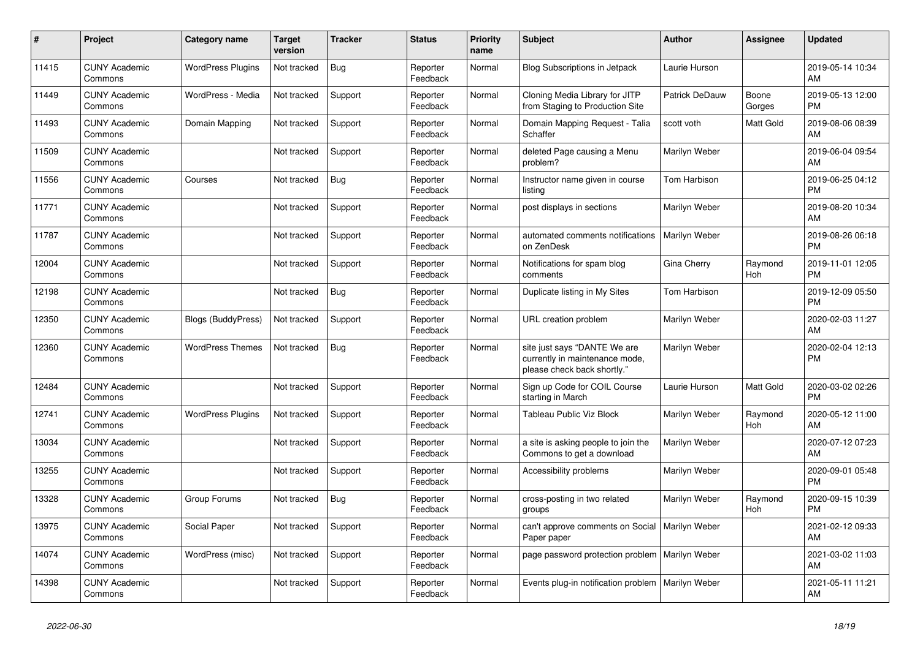| # | Project | Category name | Target version | Tracker | Status | Priority name | Subject | Author | Assignee | Updated |
|---|---|---|---|---|---|---|---|---|---|---|
| 11415 | CUNY Academic Commons | WordPress Plugins | Not tracked | Bug | Reporter Feedback | Normal | Blog Subscriptions in Jetpack | Laurie Hurson | | 2019-05-14 10:34 AM |
| 11449 | CUNY Academic Commons | WordPress - Media | Not tracked | Support | Reporter Feedback | Normal | Cloning Media Library for JITP from Staging to Production Site | Patrick DeDauw | Boone Gorges | 2019-05-13 12:00 PM |
| 11493 | CUNY Academic Commons | Domain Mapping | Not tracked | Support | Reporter Feedback | Normal | Domain Mapping Request - Talia Schaffer | scott voth | Matt Gold | 2019-08-06 08:39 AM |
| 11509 | CUNY Academic Commons | | Not tracked | Support | Reporter Feedback | Normal | deleted Page causing a Menu problem? | Marilyn Weber | | 2019-06-04 09:54 AM |
| 11556 | CUNY Academic Commons | Courses | Not tracked | Bug | Reporter Feedback | Normal | Instructor name given in course listing | Tom Harbison | | 2019-06-25 04:12 PM |
| 11771 | CUNY Academic Commons | | Not tracked | Support | Reporter Feedback | Normal | post displays in sections | Marilyn Weber | | 2019-08-20 10:34 AM |
| 11787 | CUNY Academic Commons | | Not tracked | Support | Reporter Feedback | Normal | automated comments notifications on ZenDesk | Marilyn Weber | | 2019-08-26 06:18 PM |
| 12004 | CUNY Academic Commons | | Not tracked | Support | Reporter Feedback | Normal | Notifications for spam blog comments | Gina Cherry | Raymond Hoh | 2019-11-01 12:05 PM |
| 12198 | CUNY Academic Commons | | Not tracked | Bug | Reporter Feedback | Normal | Duplicate listing in My Sites | Tom Harbison | | 2019-12-09 05:50 PM |
| 12350 | CUNY Academic Commons | Blogs (BuddyPress) | Not tracked | Support | Reporter Feedback | Normal | URL creation problem | Marilyn Weber | | 2020-02-03 11:27 AM |
| 12360 | CUNY Academic Commons | WordPress Themes | Not tracked | Bug | Reporter Feedback | Normal | site just says "DANTE We are currently in maintenance mode, please check back shortly." | Marilyn Weber | | 2020-02-04 12:13 PM |
| 12484 | CUNY Academic Commons | | Not tracked | Support | Reporter Feedback | Normal | Sign up Code for COIL Course starting in March | Laurie Hurson | Matt Gold | 2020-03-02 02:26 PM |
| 12741 | CUNY Academic Commons | WordPress Plugins | Not tracked | Support | Reporter Feedback | Normal | Tableau Public Viz Block | Marilyn Weber | Raymond Hoh | 2020-05-12 11:00 AM |
| 13034 | CUNY Academic Commons | | Not tracked | Support | Reporter Feedback | Normal | a site is asking people to join the Commons to get a download | Marilyn Weber | | 2020-07-12 07:23 AM |
| 13255 | CUNY Academic Commons | | Not tracked | Support | Reporter Feedback | Normal | Accessibility problems | Marilyn Weber | | 2020-09-01 05:48 PM |
| 13328 | CUNY Academic Commons | Group Forums | Not tracked | Bug | Reporter Feedback | Normal | cross-posting in two related groups | Marilyn Weber | Raymond Hoh | 2020-09-15 10:39 PM |
| 13975 | CUNY Academic Commons | Social Paper | Not tracked | Support | Reporter Feedback | Normal | can't approve comments on Social Paper paper | Marilyn Weber | | 2021-02-12 09:33 AM |
| 14074 | CUNY Academic Commons | WordPress (misc) | Not tracked | Support | Reporter Feedback | Normal | page password protection problem | Marilyn Weber | | 2021-03-02 11:03 AM |
| 14398 | CUNY Academic Commons | | Not tracked | Support | Reporter Feedback | Normal | Events plug-in notification problem | Marilyn Weber | | 2021-05-11 11:21 AM |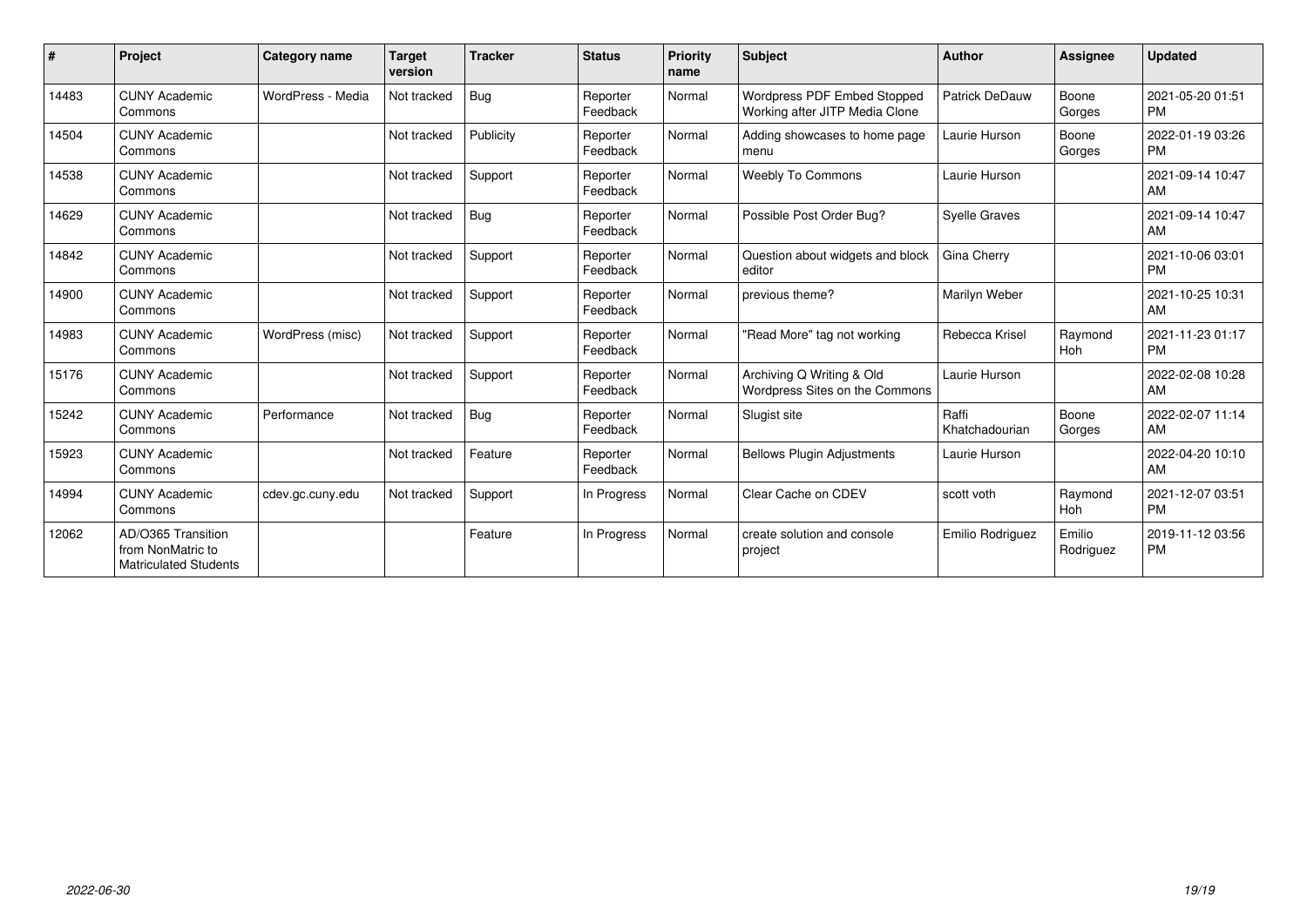| # | Project | Category name | Target version | Tracker | Status | Priority name | Subject | Author | Assignee | Updated |
|---|---|---|---|---|---|---|---|---|---|---|
| 14483 | CUNY Academic Commons | WordPress - Media | Not tracked | Bug | Reporter Feedback | Normal | Wordpress PDF Embed Stopped Working after JITP Media Clone | Patrick DeDauw | Boone Gorges | 2021-05-20 01:51 PM |
| 14504 | CUNY Academic Commons | | Not tracked | Publicity | Reporter Feedback | Normal | Adding showcases to home page menu | Laurie Hurson | Boone Gorges | 2022-01-19 03:26 PM |
| 14538 | CUNY Academic Commons | | Not tracked | Support | Reporter Feedback | Normal | Weebly To Commons | Laurie Hurson | | 2021-09-14 10:47 AM |
| 14629 | CUNY Academic Commons | | Not tracked | Bug | Reporter Feedback | Normal | Possible Post Order Bug? | Syelle Graves | | 2021-09-14 10:47 AM |
| 14842 | CUNY Academic Commons | | Not tracked | Support | Reporter Feedback | Normal | Question about widgets and block editor | Gina Cherry | | 2021-10-06 03:01 PM |
| 14900 | CUNY Academic Commons | | Not tracked | Support | Reporter Feedback | Normal | previous theme? | Marilyn Weber | | 2021-10-25 10:31 AM |
| 14983 | CUNY Academic Commons | WordPress (misc) | Not tracked | Support | Reporter Feedback | Normal | "Read More" tag not working | Rebecca Krisel | Raymond Hoh | 2021-11-23 01:17 PM |
| 15176 | CUNY Academic Commons | | Not tracked | Support | Reporter Feedback | Normal | Archiving Q Writing & Old Wordpress Sites on the Commons | Laurie Hurson | | 2022-02-08 10:28 AM |
| 15242 | CUNY Academic Commons | Performance | Not tracked | Bug | Reporter Feedback | Normal | Slugist site | Raffi Khatchadourian | Boone Gorges | 2022-02-07 11:14 AM |
| 15923 | CUNY Academic Commons | | Not tracked | Feature | Reporter Feedback | Normal | Bellows Plugin Adjustments | Laurie Hurson | | 2022-04-20 10:10 AM |
| 14994 | CUNY Academic Commons | cdev.gc.cuny.edu | Not tracked | Support | In Progress | Normal | Clear Cache on CDEV | scott voth | Raymond Hoh | 2021-12-07 03:51 PM |
| 12062 | AD/O365 Transition from NonMatric to Matriculated Students | | | Feature | In Progress | Normal | create solution and console project | Emilio Rodriguez | Emilio Rodriguez | 2019-11-12 03:56 PM |